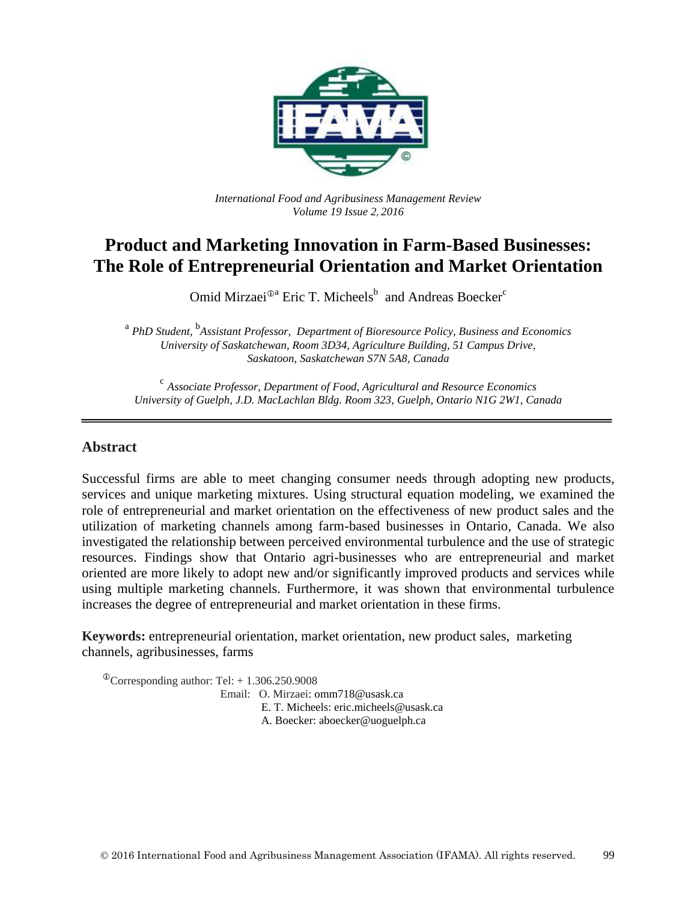*International Food and Agribusiness Management Review*
*Volume 19 Issue 2, 2016*

# Product and Marketing Innovation in Farm-Based Businesses: The Role of Entrepreneurial Orientation and Market Orientation

Omid Mirzaei[ⓘa] Eric T. Micheels[b] and Andreas Boecker[c]

[a] *PhD Student,* [b]*Assistant Professor, Department of Bioresource Policy, Business and Economics University of Saskatchewan, Room 3D34, Agriculture Building, 51 Campus Drive, Saskatoon, Saskatchewan S7N 5A8, Canada*

[c] *Associate Professor, Department of Food, Agricultural and Resource Economics University of Guelph, J.D. MacLachlan Bldg. Room 323, Guelph, Ontario N1G 2W1, Canada*

## Abstract

Successful firms are able to meet changing consumer needs through adopting new products, services and unique marketing mixtures. Using structural equation modeling, we examined the role of entrepreneurial and market orientation on the effectiveness of new product sales and the utilization of marketing channels among farm-based businesses in Ontario, Canada. We also investigated the relationship between perceived environmental turbulence and the use of strategic resources. Findings show that Ontario agri-businesses who are entrepreneurial and market oriented are more likely to adopt new and/or significantly improved products and services while using multiple marketing channels. Furthermore, it was shown that environmental turbulence increases the degree of entrepreneurial and market orientation in these firms.

**Keywords:** entrepreneurial orientation, market orientation, new product sales, marketing channels, agribusinesses, farms

[ⓘ]Corresponding author: Tel: + 1.306.250.9008
Email: O. Mirzaei: omm718@usask.ca
E. T. Micheels: eric.micheels@usask.ca
A. Boecker: aboecker@uoguelph.ca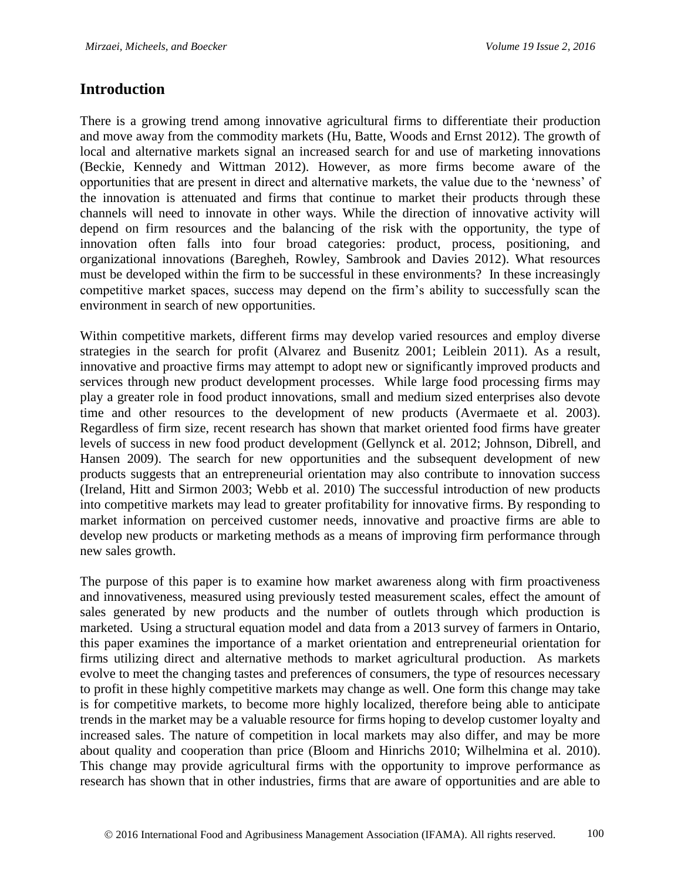## Introduction

There is a growing trend among innovative agricultural firms to differentiate their production and move away from the commodity markets (Hu, Batte, Woods and Ernst 2012). The growth of local and alternative markets signal an increased search for and use of marketing innovations (Beckie, Kennedy and Wittman 2012). However, as more firms become aware of the opportunities that are present in direct and alternative markets, the value due to the 'newness' of the innovation is attenuated and firms that continue to market their products through these channels will need to innovate in other ways. While the direction of innovative activity will depend on firm resources and the balancing of the risk with the opportunity, the type of innovation often falls into four broad categories: product, process, positioning, and organizational innovations (Baregheh, Rowley, Sambrook and Davies 2012). What resources must be developed within the firm to be successful in these environments? In these increasingly competitive market spaces, success may depend on the firm's ability to successfully scan the environment in search of new opportunities.

Within competitive markets, different firms may develop varied resources and employ diverse strategies in the search for profit (Alvarez and Busenitz 2001; Leiblein 2011). As a result, innovative and proactive firms may attempt to adopt new or significantly improved products and services through new product development processes. While large food processing firms may play a greater role in food product innovations, small and medium sized enterprises also devote time and other resources to the development of new products (Avermaete et al. 2003). Regardless of firm size, recent research has shown that market oriented food firms have greater levels of success in new food product development (Gellynck et al. 2012; Johnson, Dibrell, and Hansen 2009). The search for new opportunities and the subsequent development of new products suggests that an entrepreneurial orientation may also contribute to innovation success (Ireland, Hitt and Sirmon 2003; Webb et al. 2010) The successful introduction of new products into competitive markets may lead to greater profitability for innovative firms. By responding to market information on perceived customer needs, innovative and proactive firms are able to develop new products or marketing methods as a means of improving firm performance through new sales growth.

The purpose of this paper is to examine how market awareness along with firm proactiveness and innovativeness, measured using previously tested measurement scales, effect the amount of sales generated by new products and the number of outlets through which production is marketed. Using a structural equation model and data from a 2013 survey of farmers in Ontario, this paper examines the importance of a market orientation and entrepreneurial orientation for firms utilizing direct and alternative methods to market agricultural production. As markets evolve to meet the changing tastes and preferences of consumers, the type of resources necessary to profit in these highly competitive markets may change as well. One form this change may take is for competitive markets, to become more highly localized, therefore being able to anticipate trends in the market may be a valuable resource for firms hoping to develop customer loyalty and increased sales. The nature of competition in local markets may also differ, and may be more about quality and cooperation than price (Bloom and Hinrichs 2010; Wilhelmina et al. 2010). This change may provide agricultural firms with the opportunity to improve performance as research has shown that in other industries, firms that are aware of opportunities and are able to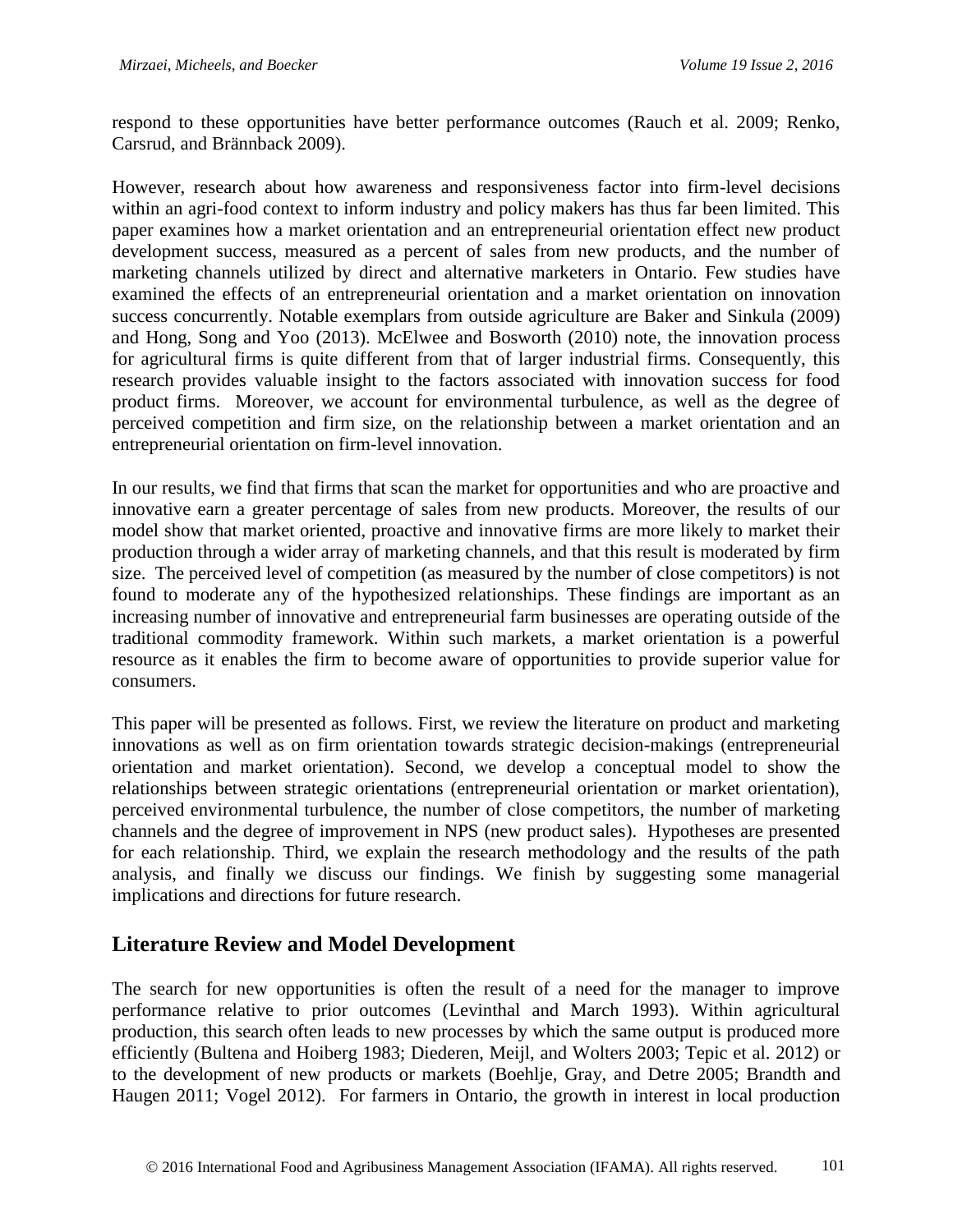respond to these opportunities have better performance outcomes (Rauch et al. 2009; Renko, Carsrud, and Brännback 2009).

However, research about how awareness and responsiveness factor into firm-level decisions within an agri-food context to inform industry and policy makers has thus far been limited. This paper examines how a market orientation and an entrepreneurial orientation effect new product development success, measured as a percent of sales from new products, and the number of marketing channels utilized by direct and alternative marketers in Ontario. Few studies have examined the effects of an entrepreneurial orientation and a market orientation on innovation success concurrently. Notable exemplars from outside agriculture are Baker and Sinkula (2009) and Hong, Song and Yoo (2013). McElwee and Bosworth (2010) note, the innovation process for agricultural firms is quite different from that of larger industrial firms. Consequently, this research provides valuable insight to the factors associated with innovation success for food product firms. Moreover, we account for environmental turbulence, as well as the degree of perceived competition and firm size, on the relationship between a market orientation and an entrepreneurial orientation on firm-level innovation.

In our results, we find that firms that scan the market for opportunities and who are proactive and innovative earn a greater percentage of sales from new products. Moreover, the results of our model show that market oriented, proactive and innovative firms are more likely to market their production through a wider array of marketing channels, and that this result is moderated by firm size. The perceived level of competition (as measured by the number of close competitors) is not found to moderate any of the hypothesized relationships. These findings are important as an increasing number of innovative and entrepreneurial farm businesses are operating outside of the traditional commodity framework. Within such markets, a market orientation is a powerful resource as it enables the firm to become aware of opportunities to provide superior value for consumers.

This paper will be presented as follows. First, we review the literature on product and marketing innovations as well as on firm orientation towards strategic decision-makings (entrepreneurial orientation and market orientation). Second, we develop a conceptual model to show the relationships between strategic orientations (entrepreneurial orientation or market orientation), perceived environmental turbulence, the number of close competitors, the number of marketing channels and the degree of improvement in NPS (new product sales). Hypotheses are presented for each relationship. Third, we explain the research methodology and the results of the path analysis, and finally we discuss our findings. We finish by suggesting some managerial implications and directions for future research.

## Literature Review and Model Development

The search for new opportunities is often the result of a need for the manager to improve performance relative to prior outcomes (Levinthal and March 1993). Within agricultural production, this search often leads to new processes by which the same output is produced more efficiently (Bultena and Hoiberg 1983; Diederen, Meijl, and Wolters 2003; Tepic et al. 2012) or to the development of new products or markets (Boehlje, Gray, and Detre 2005; Brandth and Haugen 2011; Vogel 2012). For farmers in Ontario, the growth in interest in local production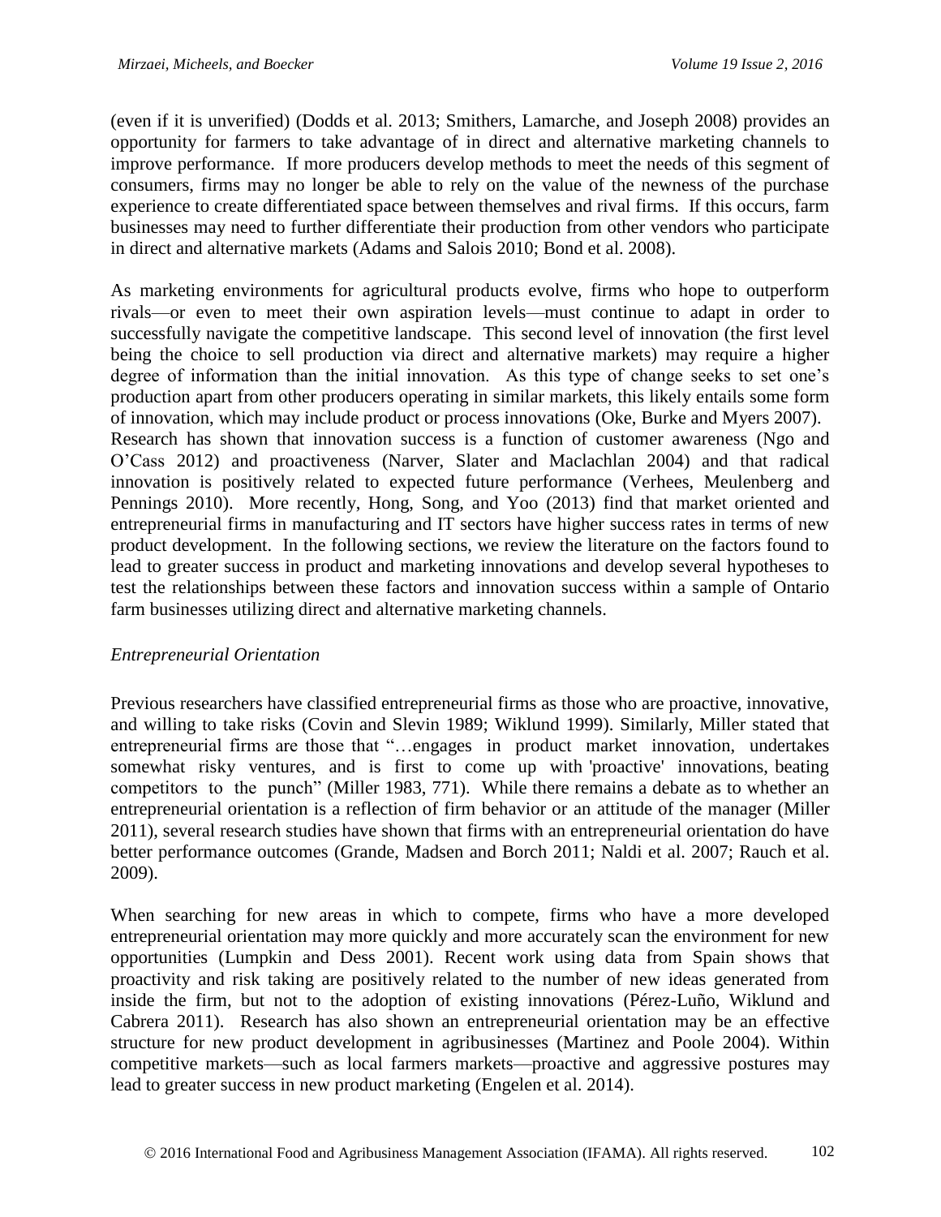(even if it is unverified) (Dodds et al. 2013; Smithers, Lamarche, and Joseph 2008) provides an opportunity for farmers to take advantage of in direct and alternative marketing channels to improve performance. If more producers develop methods to meet the needs of this segment of consumers, firms may no longer be able to rely on the value of the newness of the purchase experience to create differentiated space between themselves and rival firms. If this occurs, farm businesses may need to further differentiate their production from other vendors who participate in direct and alternative markets (Adams and Salois 2010; Bond et al. 2008).

As marketing environments for agricultural products evolve, firms who hope to outperform rivals—or even to meet their own aspiration levels—must continue to adapt in order to successfully navigate the competitive landscape. This second level of innovation (the first level being the choice to sell production via direct and alternative markets) may require a higher degree of information than the initial innovation. As this type of change seeks to set one's production apart from other producers operating in similar markets, this likely entails some form of innovation, which may include product or process innovations (Oke, Burke and Myers 2007). Research has shown that innovation success is a function of customer awareness (Ngo and O'Cass 2012) and proactiveness (Narver, Slater and Maclachlan 2004) and that radical innovation is positively related to expected future performance (Verhees, Meulenberg and Pennings 2010). More recently, Hong, Song, and Yoo (2013) find that market oriented and entrepreneurial firms in manufacturing and IT sectors have higher success rates in terms of new product development. In the following sections, we review the literature on the factors found to lead to greater success in product and marketing innovations and develop several hypotheses to test the relationships between these factors and innovation success within a sample of Ontario farm businesses utilizing direct and alternative marketing channels.

*Entrepreneurial Orientation*

Previous researchers have classified entrepreneurial firms as those who are proactive, innovative, and willing to take risks (Covin and Slevin 1989; Wiklund 1999). Similarly, Miller stated that entrepreneurial firms are those that "…engages in product market innovation, undertakes somewhat risky ventures, and is first to come up with 'proactive' innovations, beating competitors to the punch" (Miller 1983, 771). While there remains a debate as to whether an entrepreneurial orientation is a reflection of firm behavior or an attitude of the manager (Miller 2011), several research studies have shown that firms with an entrepreneurial orientation do have better performance outcomes (Grande, Madsen and Borch 2011; Naldi et al. 2007; Rauch et al. 2009).

When searching for new areas in which to compete, firms who have a more developed entrepreneurial orientation may more quickly and more accurately scan the environment for new opportunities (Lumpkin and Dess 2001). Recent work using data from Spain shows that proactivity and risk taking are positively related to the number of new ideas generated from inside the firm, but not to the adoption of existing innovations (Pérez-Luño, Wiklund and Cabrera 2011). Research has also shown an entrepreneurial orientation may be an effective structure for new product development in agribusinesses (Martinez and Poole 2004). Within competitive markets—such as local farmers markets—proactive and aggressive postures may lead to greater success in new product marketing (Engelen et al. 2014).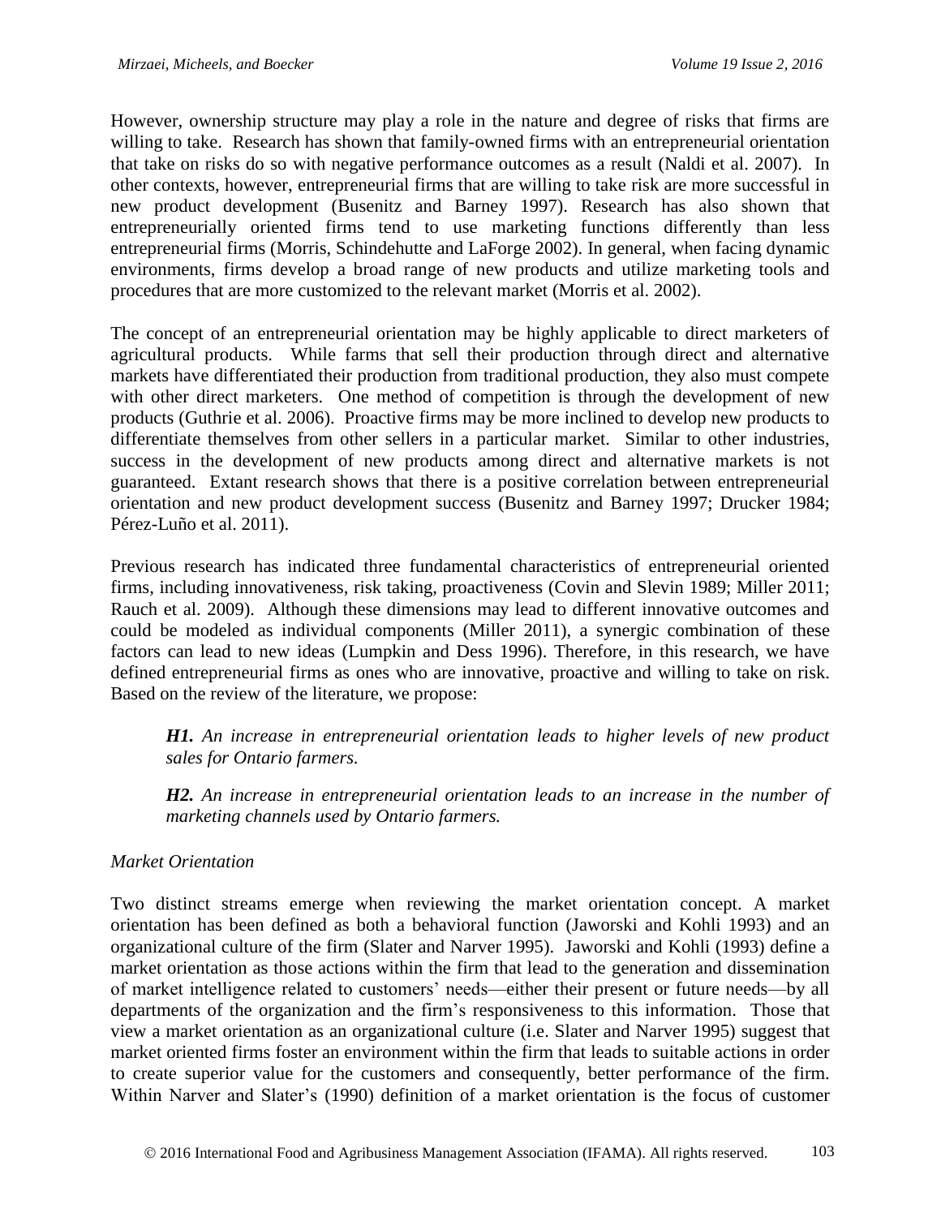However, ownership structure may play a role in the nature and degree of risks that firms are willing to take. Research has shown that family-owned firms with an entrepreneurial orientation that take on risks do so with negative performance outcomes as a result (Naldi et al. 2007). In other contexts, however, entrepreneurial firms that are willing to take risk are more successful in new product development (Busenitz and Barney 1997). Research has also shown that entrepreneurially oriented firms tend to use marketing functions differently than less entrepreneurial firms (Morris, Schindehutte and LaForge 2002). In general, when facing dynamic environments, firms develop a broad range of new products and utilize marketing tools and procedures that are more customized to the relevant market (Morris et al. 2002).

The concept of an entrepreneurial orientation may be highly applicable to direct marketers of agricultural products. While farms that sell their production through direct and alternative markets have differentiated their production from traditional production, they also must compete with other direct marketers. One method of competition is through the development of new products (Guthrie et al. 2006). Proactive firms may be more inclined to develop new products to differentiate themselves from other sellers in a particular market. Similar to other industries, success in the development of new products among direct and alternative markets is not guaranteed. Extant research shows that there is a positive correlation between entrepreneurial orientation and new product development success (Busenitz and Barney 1997; Drucker 1984; Pérez-Luño et al. 2011).

Previous research has indicated three fundamental characteristics of entrepreneurial oriented firms, including innovativeness, risk taking, proactiveness (Covin and Slevin 1989; Miller 2011; Rauch et al. 2009). Although these dimensions may lead to different innovative outcomes and could be modeled as individual components (Miller 2011), a synergic combination of these factors can lead to new ideas (Lumpkin and Dess 1996). Therefore, in this research, we have defined entrepreneurial firms as ones who are innovative, proactive and willing to take on risk. Based on the review of the literature, we propose:

> ***H1.*** *An increase in entrepreneurial orientation leads to higher levels of new product sales for Ontario farmers.*
>
> ***H2.*** *An increase in entrepreneurial orientation leads to an increase in the number of marketing channels used by Ontario farmers.*

*Market Orientation*

Two distinct streams emerge when reviewing the market orientation concept. A market orientation has been defined as both a behavioral function (Jaworski and Kohli 1993) and an organizational culture of the firm (Slater and Narver 1995). Jaworski and Kohli (1993) define a market orientation as those actions within the firm that lead to the generation and dissemination of market intelligence related to customers' needs—either their present or future needs—by all departments of the organization and the firm's responsiveness to this information. Those that view a market orientation as an organizational culture (i.e. Slater and Narver 1995) suggest that market oriented firms foster an environment within the firm that leads to suitable actions in order to create superior value for the customers and consequently, better performance of the firm. Within Narver and Slater's (1990) definition of a market orientation is the focus of customer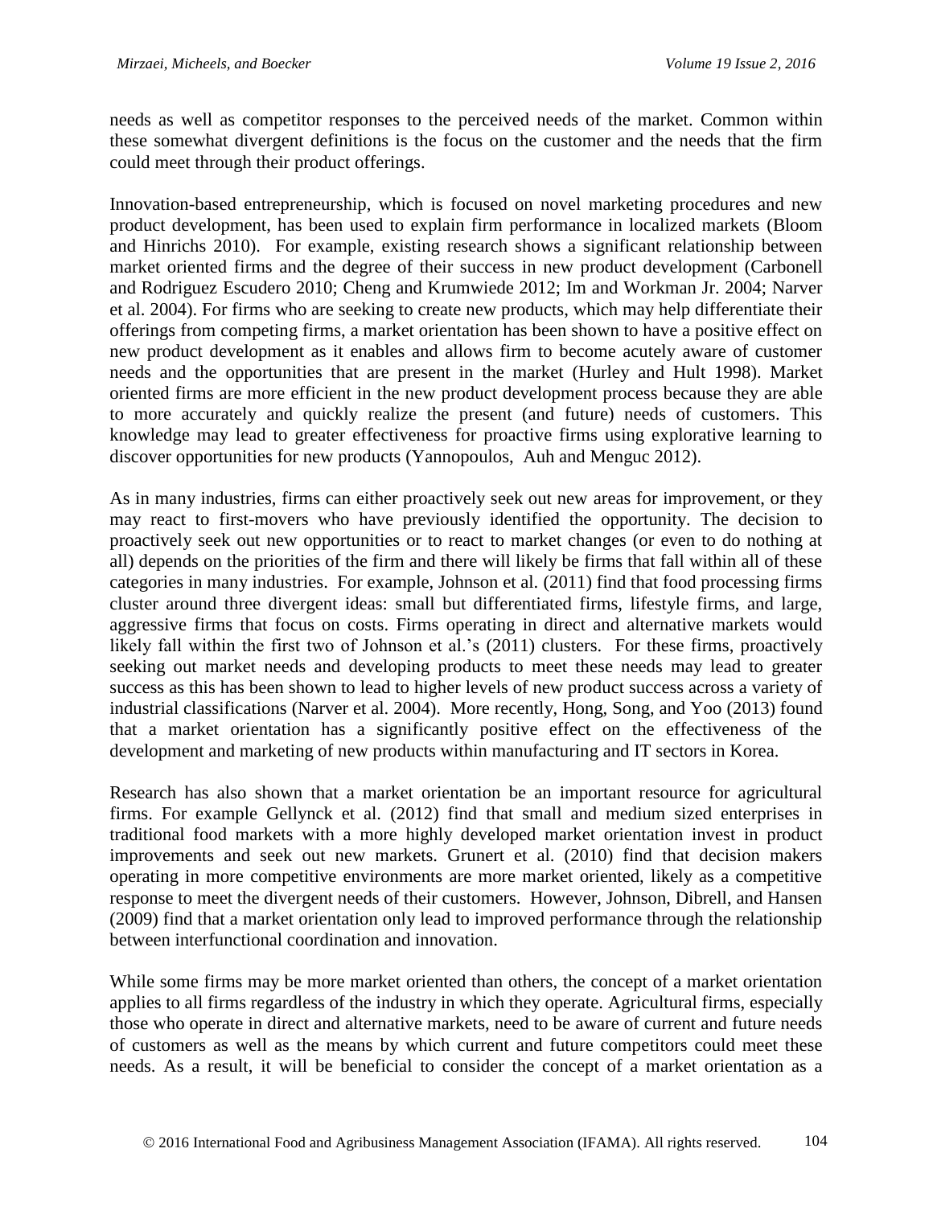needs as well as competitor responses to the perceived needs of the market. Common within these somewhat divergent definitions is the focus on the customer and the needs that the firm could meet through their product offerings.

Innovation-based entrepreneurship, which is focused on novel marketing procedures and new product development, has been used to explain firm performance in localized markets (Bloom and Hinrichs 2010). For example, existing research shows a significant relationship between market oriented firms and the degree of their success in new product development (Carbonell and Rodriguez Escudero 2010; Cheng and Krumwiede 2012; Im and Workman Jr. 2004; Narver et al. 2004). For firms who are seeking to create new products, which may help differentiate their offerings from competing firms, a market orientation has been shown to have a positive effect on new product development as it enables and allows firm to become acutely aware of customer needs and the opportunities that are present in the market (Hurley and Hult 1998). Market oriented firms are more efficient in the new product development process because they are able to more accurately and quickly realize the present (and future) needs of customers. This knowledge may lead to greater effectiveness for proactive firms using explorative learning to discover opportunities for new products (Yannopoulos, Auh and Menguc 2012).

As in many industries, firms can either proactively seek out new areas for improvement, or they may react to first-movers who have previously identified the opportunity. The decision to proactively seek out new opportunities or to react to market changes (or even to do nothing at all) depends on the priorities of the firm and there will likely be firms that fall within all of these categories in many industries. For example, Johnson et al. (2011) find that food processing firms cluster around three divergent ideas: small but differentiated firms, lifestyle firms, and large, aggressive firms that focus on costs. Firms operating in direct and alternative markets would likely fall within the first two of Johnson et al.'s (2011) clusters. For these firms, proactively seeking out market needs and developing products to meet these needs may lead to greater success as this has been shown to lead to higher levels of new product success across a variety of industrial classifications (Narver et al. 2004). More recently, Hong, Song, and Yoo (2013) found that a market orientation has a significantly positive effect on the effectiveness of the development and marketing of new products within manufacturing and IT sectors in Korea.

Research has also shown that a market orientation be an important resource for agricultural firms. For example Gellynck et al. (2012) find that small and medium sized enterprises in traditional food markets with a more highly developed market orientation invest in product improvements and seek out new markets. Grunert et al. (2010) find that decision makers operating in more competitive environments are more market oriented, likely as a competitive response to meet the divergent needs of their customers. However, Johnson, Dibrell, and Hansen (2009) find that a market orientation only lead to improved performance through the relationship between interfunctional coordination and innovation.

While some firms may be more market oriented than others, the concept of a market orientation applies to all firms regardless of the industry in which they operate. Agricultural firms, especially those who operate in direct and alternative markets, need to be aware of current and future needs of customers as well as the means by which current and future competitors could meet these needs. As a result, it will be beneficial to consider the concept of a market orientation as a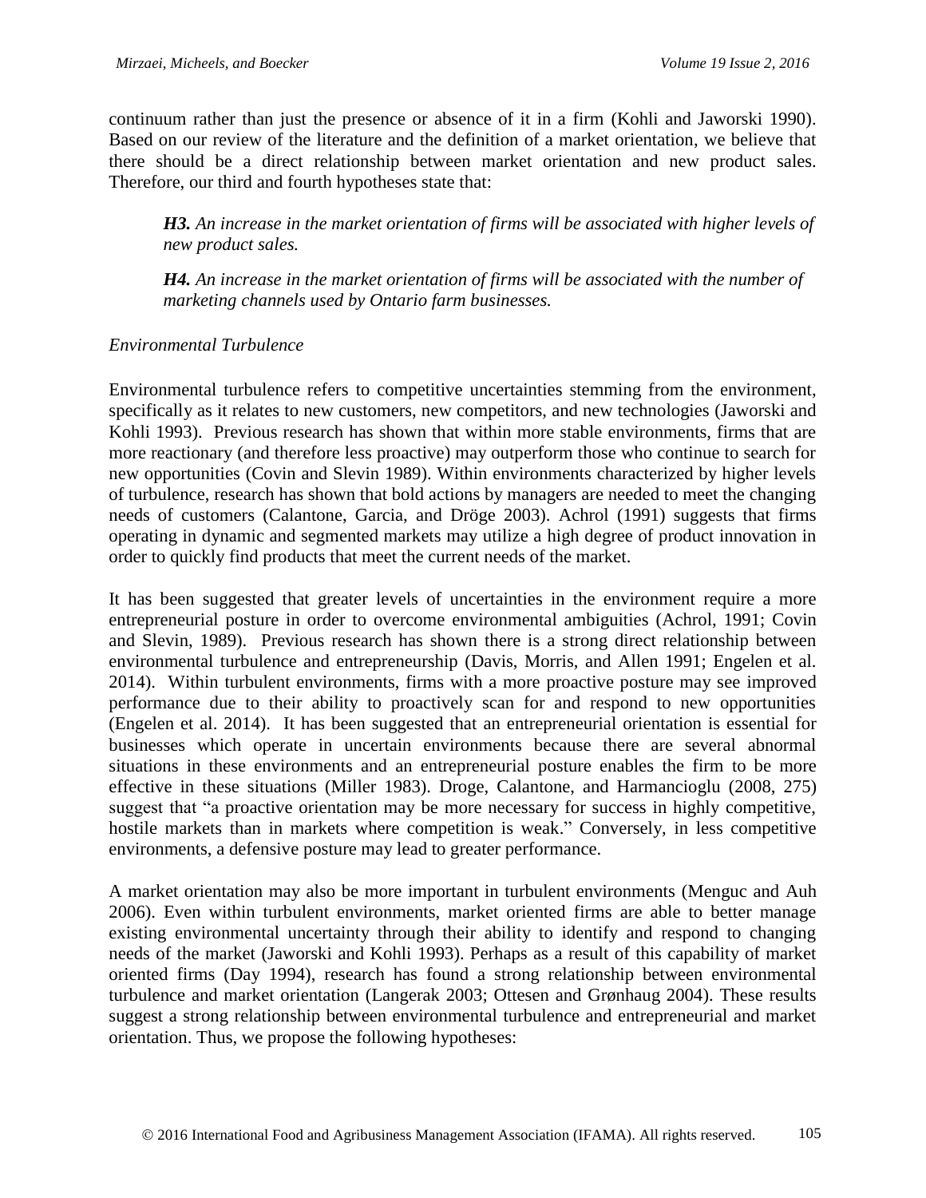continuum rather than just the presence or absence of it in a firm (Kohli and Jaworski 1990). Based on our review of the literature and the definition of a market orientation, we believe that there should be a direct relationship between market orientation and new product sales. Therefore, our third and fourth hypotheses state that:

> ***H3.** An increase in the market orientation of firms will be associated with higher levels of new product sales.*
>
> ***H4.** An increase in the market orientation of firms will be associated with the number of marketing channels used by Ontario farm businesses.*

*Environmental Turbulence*

Environmental turbulence refers to competitive uncertainties stemming from the environment, specifically as it relates to new customers, new competitors, and new technologies (Jaworski and Kohli 1993). Previous research has shown that within more stable environments, firms that are more reactionary (and therefore less proactive) may outperform those who continue to search for new opportunities (Covin and Slevin 1989). Within environments characterized by higher levels of turbulence, research has shown that bold actions by managers are needed to meet the changing needs of customers (Calantone, Garcia, and Dröge 2003). Achrol (1991) suggests that firms operating in dynamic and segmented markets may utilize a high degree of product innovation in order to quickly find products that meet the current needs of the market.

It has been suggested that greater levels of uncertainties in the environment require a more entrepreneurial posture in order to overcome environmental ambiguities (Achrol, 1991; Covin and Slevin, 1989). Previous research has shown there is a strong direct relationship between environmental turbulence and entrepreneurship (Davis, Morris, and Allen 1991; Engelen et al. 2014). Within turbulent environments, firms with a more proactive posture may see improved performance due to their ability to proactively scan for and respond to new opportunities (Engelen et al. 2014). It has been suggested that an entrepreneurial orientation is essential for businesses which operate in uncertain environments because there are several abnormal situations in these environments and an entrepreneurial posture enables the firm to be more effective in these situations (Miller 1983). Droge, Calantone, and Harmancioglu (2008, 275) suggest that "a proactive orientation may be more necessary for success in highly competitive, hostile markets than in markets where competition is weak." Conversely, in less competitive environments, a defensive posture may lead to greater performance.

A market orientation may also be more important in turbulent environments (Menguc and Auh 2006). Even within turbulent environments, market oriented firms are able to better manage existing environmental uncertainty through their ability to identify and respond to changing needs of the market (Jaworski and Kohli 1993). Perhaps as a result of this capability of market oriented firms (Day 1994), research has found a strong relationship between environmental turbulence and market orientation (Langerak 2003; Ottesen and Grønhaug 2004). These results suggest a strong relationship between environmental turbulence and entrepreneurial and market orientation. Thus, we propose the following hypotheses: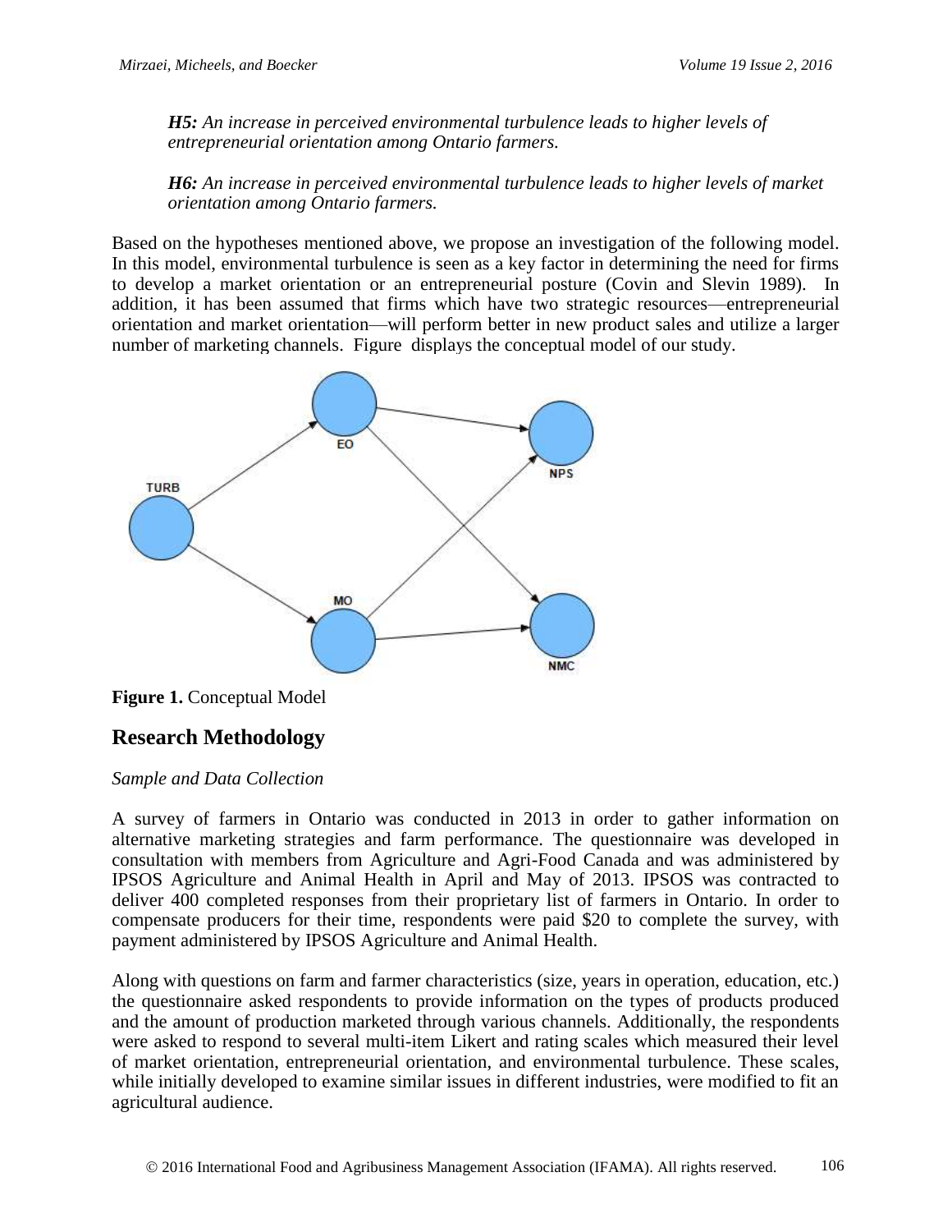*H5:* *An increase in perceived environmental turbulence leads to higher levels of entrepreneurial orientation among Ontario farmers.*

*H6:* *An increase in perceived environmental turbulence leads to higher levels of market orientation among Ontario farmers.*

Based on the hypotheses mentioned above, we propose an investigation of the following model. In this model, environmental turbulence is seen as a key factor in determining the need for firms to develop a market orientation or an entrepreneurial posture (Covin and Slevin 1989). In addition, it has been assumed that firms which have two strategic resources—entrepreneurial orientation and market orientation—will perform better in new product sales and utilize a larger number of marketing channels. Figure displays the conceptual model of our study.

**Figure 1.** Conceptual Model

## Research Methodology

*Sample and Data Collection*

A survey of farmers in Ontario was conducted in 2013 in order to gather information on alternative marketing strategies and farm performance. The questionnaire was developed in consultation with members from Agriculture and Agri-Food Canada and was administered by IPSOS Agriculture and Animal Health in April and May of 2013. IPSOS was contracted to deliver 400 completed responses from their proprietary list of farmers in Ontario. In order to compensate producers for their time, respondents were paid $20 to complete the survey, with payment administered by IPSOS Agriculture and Animal Health.

Along with questions on farm and farmer characteristics (size, years in operation, education, etc.) the questionnaire asked respondents to provide information on the types of products produced and the amount of production marketed through various channels. Additionally, the respondents were asked to respond to several multi-item Likert and rating scales which measured their level of market orientation, entrepreneurial orientation, and environmental turbulence. These scales, while initially developed to examine similar issues in different industries, were modified to fit an agricultural audience.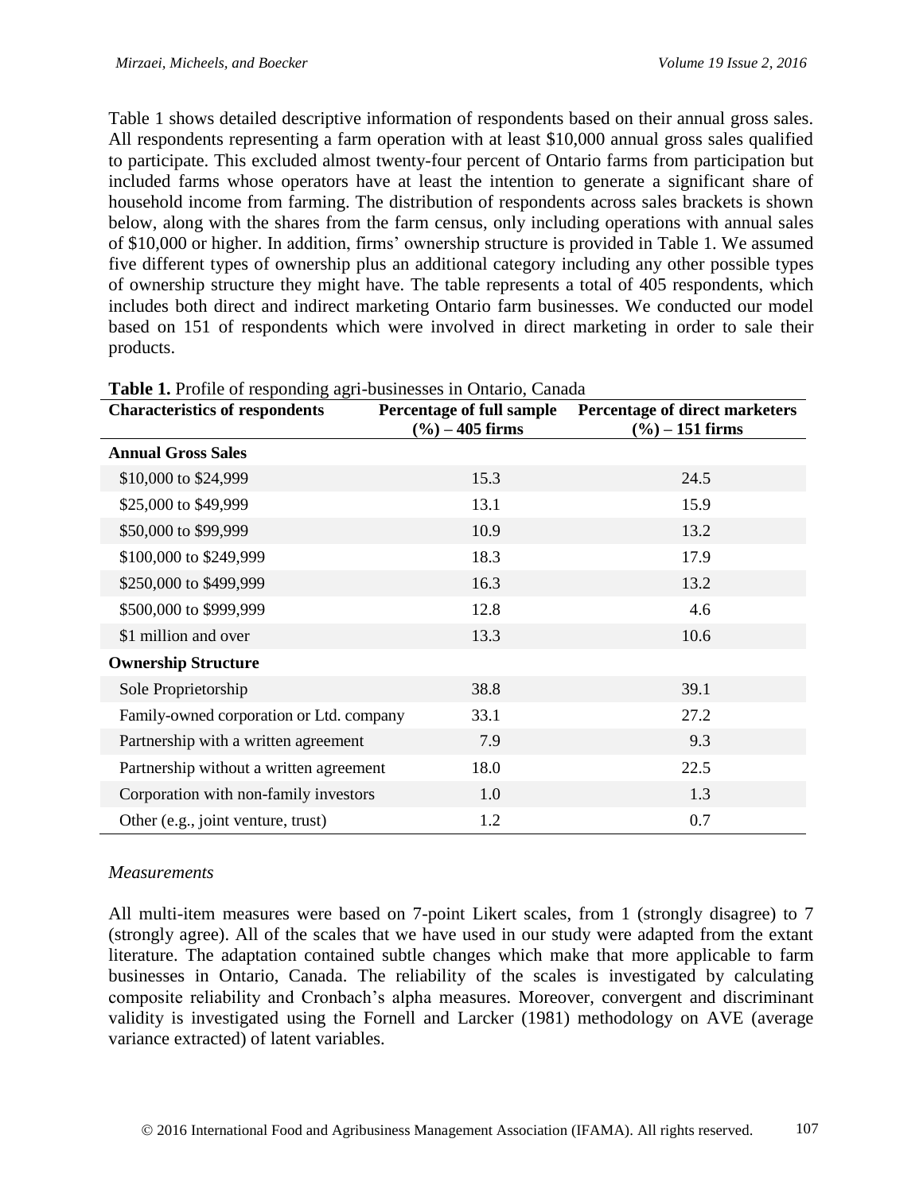Table 1 shows detailed descriptive information of respondents based on their annual gross sales. All respondents representing a farm operation with at least $10,000 annual gross sales qualified to participate. This excluded almost twenty-four percent of Ontario farms from participation but included farms whose operators have at least the intention to generate a significant share of household income from farming. The distribution of respondents across sales brackets is shown below, along with the shares from the farm census, only including operations with annual sales of $10,000 or higher. In addition, firms' ownership structure is provided in Table 1. We assumed five different types of ownership plus an additional category including any other possible types of ownership structure they might have. The table represents a total of 405 respondents, which includes both direct and indirect marketing Ontario farm businesses. We conducted our model based on 151 of respondents which were involved in direct marketing in order to sale their products.

**Table 1.** Profile of responding agri-businesses in Ontario, Canada

| Characteristics of respondents | Percentage of full sample (%) – 405 firms | Percentage of direct marketers (%) – 151 firms |
|---|---|---|
| **Annual Gross Sales** | | |
| $10,000 to $24,999 | 15.3 | 24.5 |
| $25,000 to $49,999 | 13.1 | 15.9 |
| $50,000 to $99,999 | 10.9 | 13.2 |
| $100,000 to $249,999 | 18.3 | 17.9 |
| $250,000 to $499,999 | 16.3 | 13.2 |
| $500,000 to $999,999 | 12.8 | 4.6 |
| $1 million and over | 13.3 | 10.6 |
| **Ownership Structure** | | |
| Sole Proprietorship | 38.8 | 39.1 |
| Family-owned corporation or Ltd. company | 33.1 | 27.2 |
| Partnership with a written agreement | 7.9 | 9.3 |
| Partnership without a written agreement | 18.0 | 22.5 |
| Corporation with non-family investors | 1.0 | 1.3 |
| Other (e.g., joint venture, trust) | 1.2 | 0.7 |

*Measurements*

All multi-item measures were based on 7-point Likert scales, from 1 (strongly disagree) to 7 (strongly agree). All of the scales that we have used in our study were adapted from the extant literature. The adaptation contained subtle changes which make that more applicable to farm businesses in Ontario, Canada. The reliability of the scales is investigated by calculating composite reliability and Cronbach's alpha measures. Moreover, convergent and discriminant validity is investigated using the Fornell and Larcker (1981) methodology on AVE (average variance extracted) of latent variables.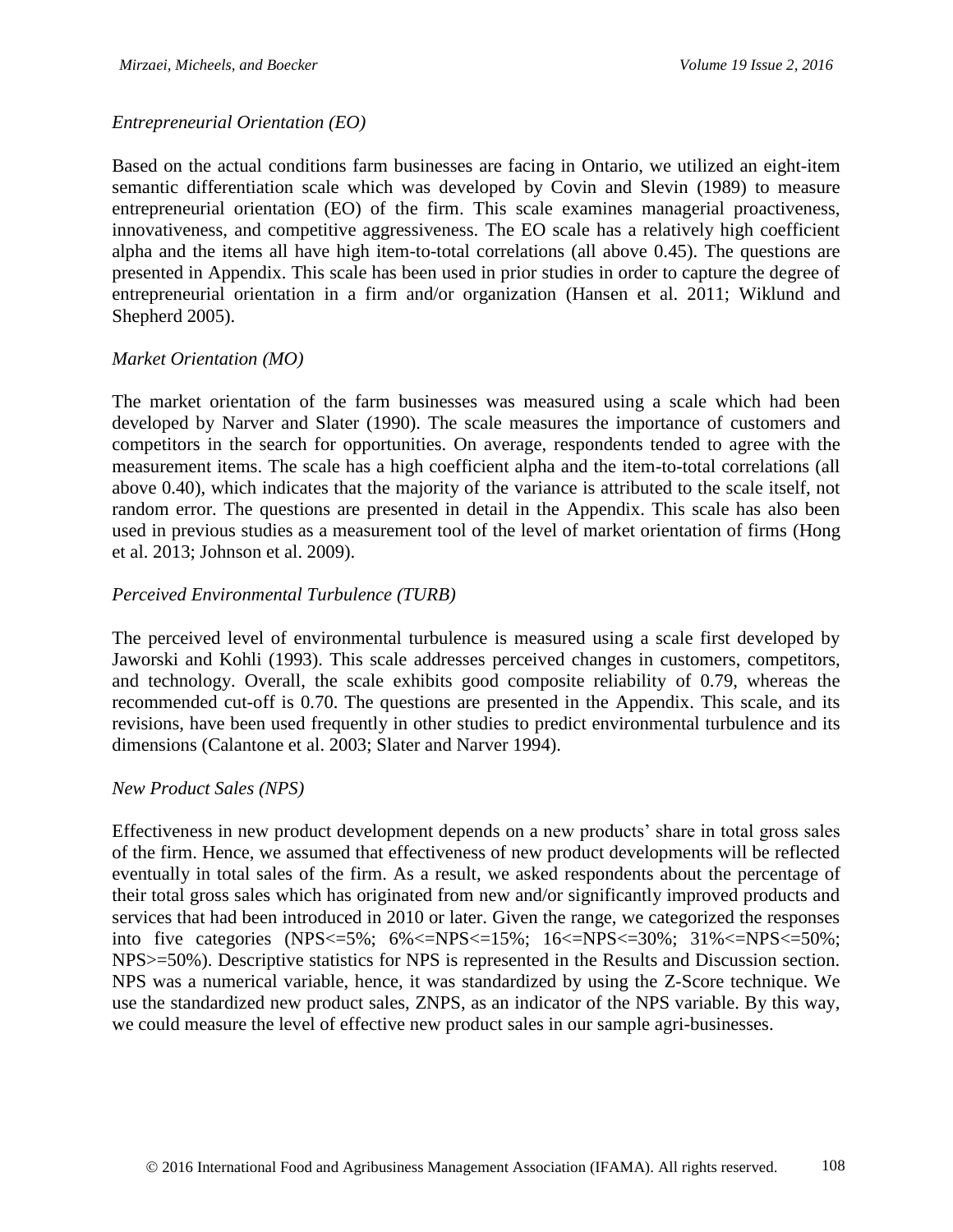*Entrepreneurial Orientation (EO)*

Based on the actual conditions farm businesses are facing in Ontario, we utilized an eight-item semantic differentiation scale which was developed by Covin and Slevin (1989) to measure entrepreneurial orientation (EO) of the firm. This scale examines managerial proactiveness, innovativeness, and competitive aggressiveness. The EO scale has a relatively high coefficient alpha and the items all have high item-to-total correlations (all above 0.45). The questions are presented in Appendix. This scale has been used in prior studies in order to capture the degree of entrepreneurial orientation in a firm and/or organization (Hansen et al. 2011; Wiklund and Shepherd 2005).

*Market Orientation (MO)*

The market orientation of the farm businesses was measured using a scale which had been developed by Narver and Slater (1990). The scale measures the importance of customers and competitors in the search for opportunities. On average, respondents tended to agree with the measurement items. The scale has a high coefficient alpha and the item-to-total correlations (all above 0.40), which indicates that the majority of the variance is attributed to the scale itself, not random error. The questions are presented in detail in the Appendix. This scale has also been used in previous studies as a measurement tool of the level of market orientation of firms (Hong et al. 2013; Johnson et al. 2009).

*Perceived Environmental Turbulence (TURB)*

The perceived level of environmental turbulence is measured using a scale first developed by Jaworski and Kohli (1993). This scale addresses perceived changes in customers, competitors, and technology. Overall, the scale exhibits good composite reliability of 0.79, whereas the recommended cut-off is 0.70. The questions are presented in the Appendix. This scale, and its revisions, have been used frequently in other studies to predict environmental turbulence and its dimensions (Calantone et al. 2003; Slater and Narver 1994).

*New Product Sales (NPS)*

Effectiveness in new product development depends on a new products' share in total gross sales of the firm. Hence, we assumed that effectiveness of new product developments will be reflected eventually in total sales of the firm. As a result, we asked respondents about the percentage of their total gross sales which has originated from new and/or significantly improved products and services that had been introduced in 2010 or later. Given the range, we categorized the responses into five categories (NPS<=5%; 6%<=NPS<=15%; 16<=NPS<=30%; 31%<=NPS<=50%; NPS>=50%). Descriptive statistics for NPS is represented in the Results and Discussion section. NPS was a numerical variable, hence, it was standardized by using the Z-Score technique. We use the standardized new product sales, ZNPS, as an indicator of the NPS variable. By this way, we could measure the level of effective new product sales in our sample agri-businesses.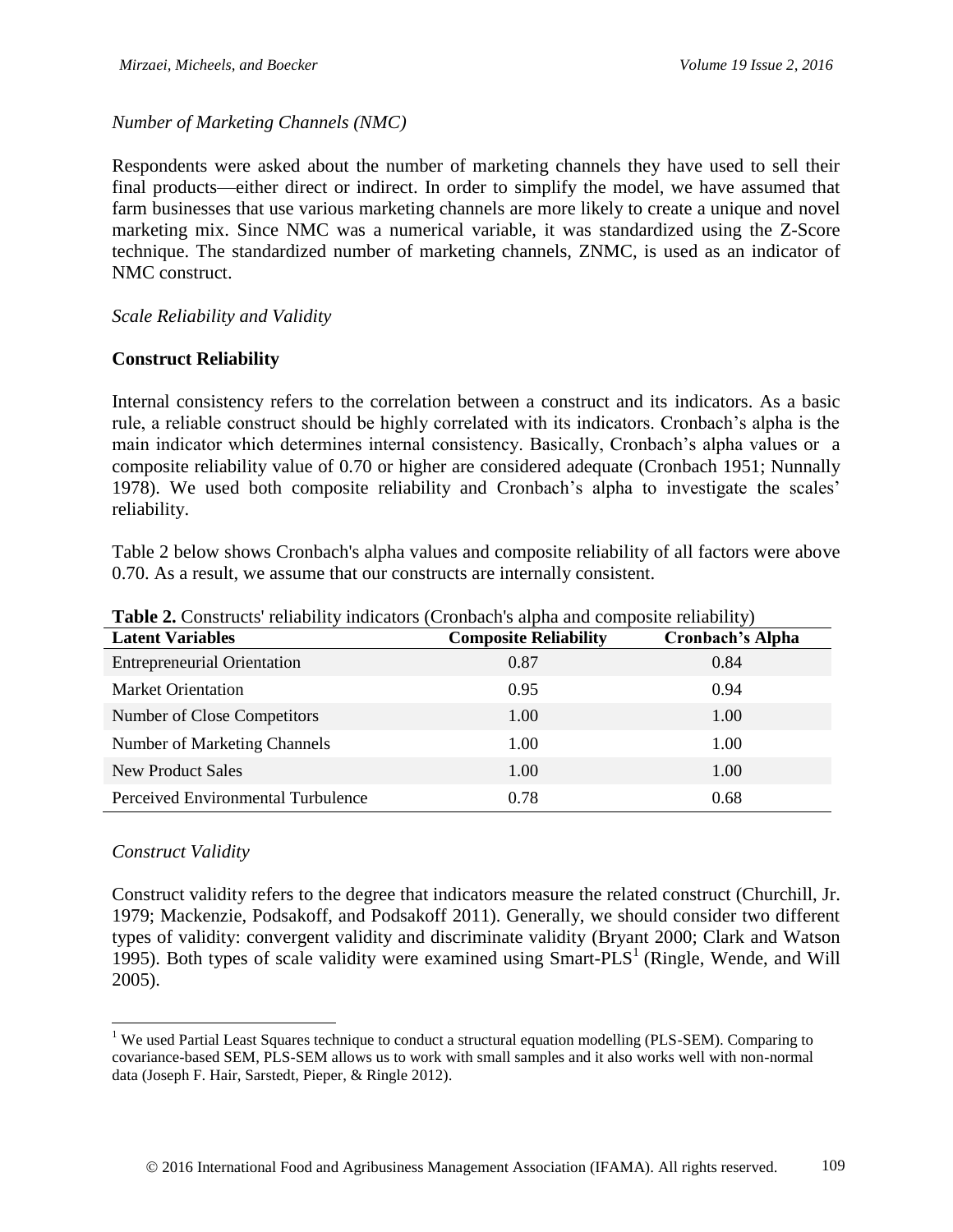*Number of Marketing Channels (NMC)*

Respondents were asked about the number of marketing channels they have used to sell their final products—either direct or indirect. In order to simplify the model, we have assumed that farm businesses that use various marketing channels are more likely to create a unique and novel marketing mix. Since NMC was a numerical variable, it was standardized using the Z-Score technique. The standardized number of marketing channels, ZNMC, is used as an indicator of NMC construct.

*Scale Reliability and Validity*

**Construct Reliability**

Internal consistency refers to the correlation between a construct and its indicators. As a basic rule, a reliable construct should be highly correlated with its indicators. Cronbach's alpha is the main indicator which determines internal consistency. Basically, Cronbach's alpha values or a composite reliability value of 0.70 or higher are considered adequate (Cronbach 1951; Nunnally 1978). We used both composite reliability and Cronbach's alpha to investigate the scales' reliability.

Table 2 below shows Cronbach's alpha values and composite reliability of all factors were above 0.70. As a result, we assume that our constructs are internally consistent.

**Table 2.** Constructs' reliability indicators (Cronbach's alpha and composite reliability)

| Latent Variables | Composite Reliability | Cronbach's Alpha |
|---|---|---|
| Entrepreneurial Orientation | 0.87 | 0.84 |
| Market Orientation | 0.95 | 0.94 |
| Number of Close Competitors | 1.00 | 1.00 |
| Number of Marketing Channels | 1.00 | 1.00 |
| New Product Sales | 1.00 | 1.00 |
| Perceived Environmental Turbulence | 0.78 | 0.68 |

*Construct Validity*

Construct validity refers to the degree that indicators measure the related construct (Churchill, Jr. 1979; Mackenzie, Podsakoff, and Podsakoff 2011). Generally, we should consider two different types of validity: convergent validity and discriminate validity (Bryant 2000; Clark and Watson 1995). Both types of scale validity were examined using Smart-PLS[1] (Ringle, Wende, and Will 2005).

[1] We used Partial Least Squares technique to conduct a structural equation modelling (PLS-SEM). Comparing to covariance-based SEM, PLS-SEM allows us to work with small samples and it also works well with non-normal data (Joseph F. Hair, Sarstedt, Pieper, & Ringle 2012).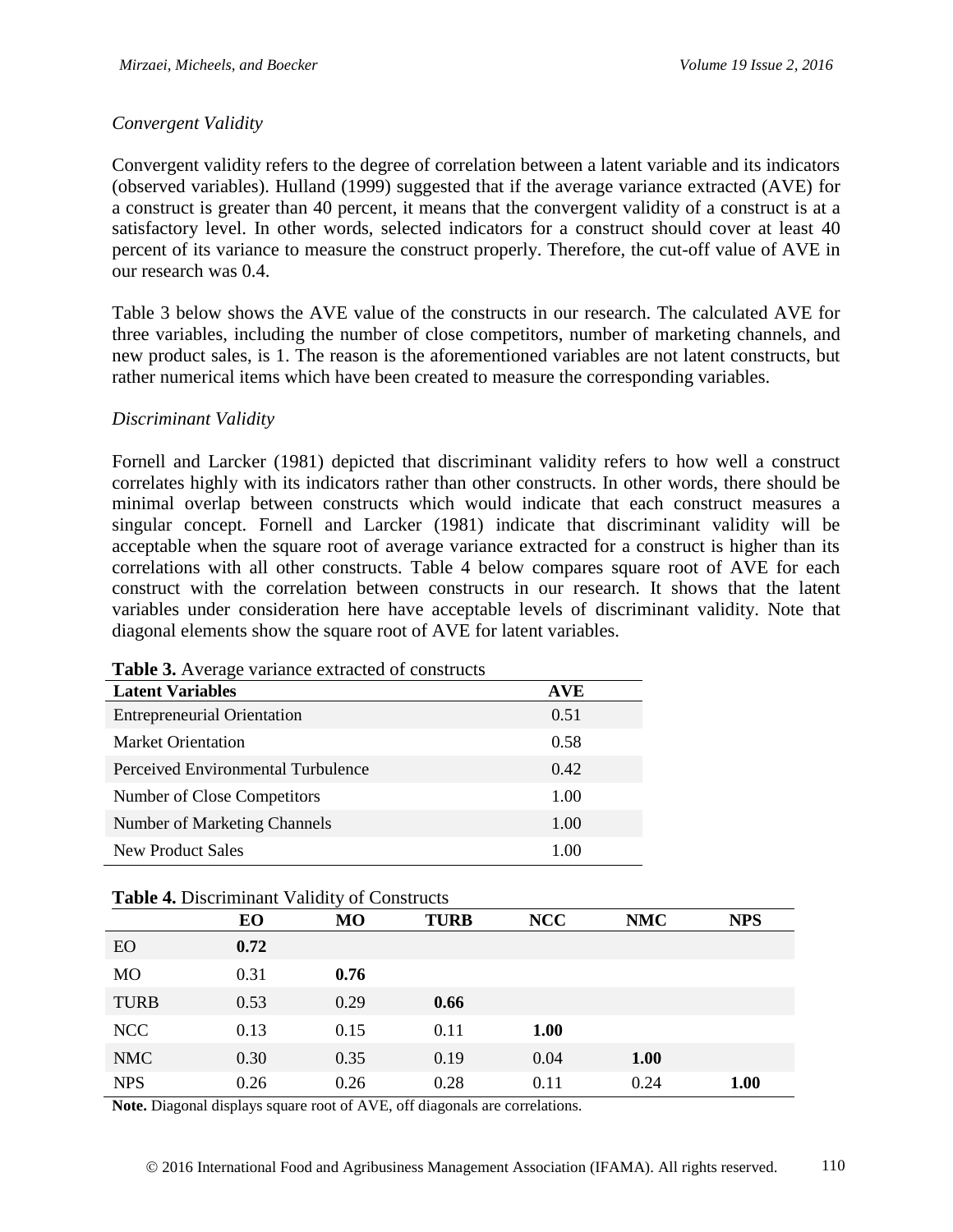### *Convergent Validity*

Convergent validity refers to the degree of correlation between a latent variable and its indicators (observed variables). Hulland (1999) suggested that if the average variance extracted (AVE) for a construct is greater than 40 percent, it means that the convergent validity of a construct is at a satisfactory level. In other words, selected indicators for a construct should cover at least 40 percent of its variance to measure the construct properly. Therefore, the cut-off value of AVE in our research was 0.4.

Table 3 below shows the AVE value of the constructs in our research. The calculated AVE for three variables, including the number of close competitors, number of marketing channels, and new product sales, is 1. The reason is the aforementioned variables are not latent constructs, but rather numerical items which have been created to measure the corresponding variables.

### *Discriminant Validity*

Fornell and Larcker (1981) depicted that discriminant validity refers to how well a construct correlates highly with its indicators rather than other constructs. In other words, there should be minimal overlap between constructs which would indicate that each construct measures a singular concept. Fornell and Larcker (1981) indicate that discriminant validity will be acceptable when the square root of average variance extracted for a construct is higher than its correlations with all other constructs. Table 4 below compares square root of AVE for each construct with the correlation between constructs in our research. It shows that the latent variables under consideration here have acceptable levels of discriminant validity. Note that diagonal elements show the square root of AVE for latent variables.

**Table 3.** Average variance extracted of constructs

| Latent Variables | AVE |
|---|---|
| Entrepreneurial Orientation | 0.51 |
| Market Orientation | 0.58 |
| Perceived Environmental Turbulence | 0.42 |
| Number of Close Competitors | 1.00 |
| Number of Marketing Channels | 1.00 |
| New Product Sales | 1.00 |

**Table 4.** Discriminant Validity of Constructs

| | EO | MO | TURB | NCC | NMC | NPS |
|---|---|---|---|---|---|---|
| EO | **0.72** | | | | | |
| MO | 0.31 | **0.76** | | | | |
| TURB | 0.53 | 0.29 | **0.66** | | | |
| NCC | 0.13 | 0.15 | 0.11 | **1.00** | | |
| NMC | 0.30 | 0.35 | 0.19 | 0.04 | **1.00** | |
| NPS | 0.26 | 0.26 | 0.28 | 0.11 | 0.24 | **1.00** |

**Note.** Diagonal displays square root of AVE, off diagonals are correlations.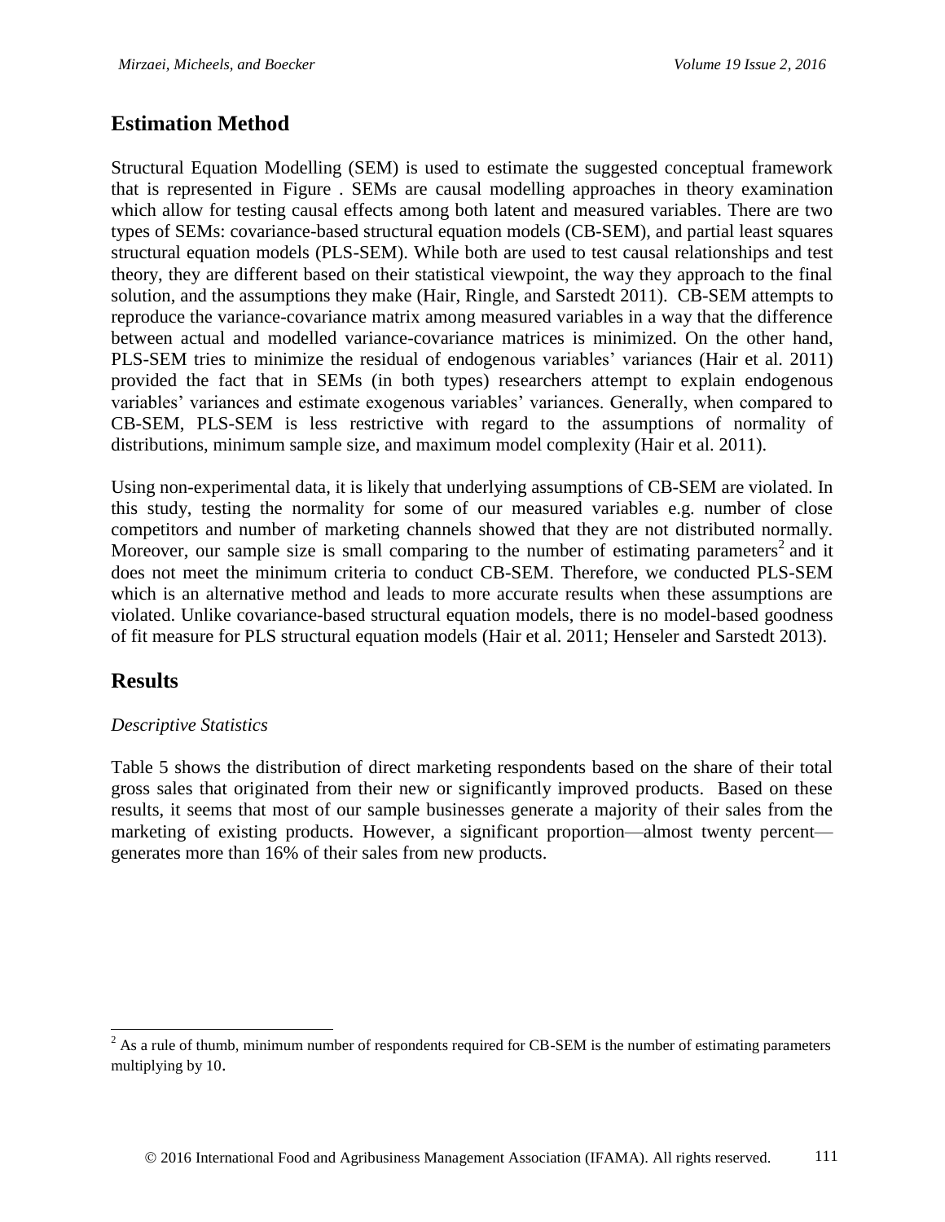## Estimation Method

Structural Equation Modelling (SEM) is used to estimate the suggested conceptual framework that is represented in Figure . SEMs are causal modelling approaches in theory examination which allow for testing causal effects among both latent and measured variables. There are two types of SEMs: covariance-based structural equation models (CB-SEM), and partial least squares structural equation models (PLS-SEM). While both are used to test causal relationships and test theory, they are different based on their statistical viewpoint, the way they approach to the final solution, and the assumptions they make (Hair, Ringle, and Sarstedt 2011). CB-SEM attempts to reproduce the variance-covariance matrix among measured variables in a way that the difference between actual and modelled variance-covariance matrices is minimized. On the other hand, PLS-SEM tries to minimize the residual of endogenous variables' variances (Hair et al. 2011) provided the fact that in SEMs (in both types) researchers attempt to explain endogenous variables' variances and estimate exogenous variables' variances. Generally, when compared to CB-SEM, PLS-SEM is less restrictive with regard to the assumptions of normality of distributions, minimum sample size, and maximum model complexity (Hair et al. 2011).

Using non-experimental data, it is likely that underlying assumptions of CB-SEM are violated. In this study, testing the normality for some of our measured variables e.g. number of close competitors and number of marketing channels showed that they are not distributed normally. Moreover, our sample size is small comparing to the number of estimating parameters[2] and it does not meet the minimum criteria to conduct CB-SEM. Therefore, we conducted PLS-SEM which is an alternative method and leads to more accurate results when these assumptions are violated. Unlike covariance-based structural equation models, there is no model-based goodness of fit measure for PLS structural equation models (Hair et al. 2011; Henseler and Sarstedt 2013).

## Results

### *Descriptive Statistics*

Table 5 shows the distribution of direct marketing respondents based on the share of their total gross sales that originated from their new or significantly improved products. Based on these results, it seems that most of our sample businesses generate a majority of their sales from the marketing of existing products. However, a significant proportion—almost twenty percent—generates more than 16% of their sales from new products.

---

[2] As a rule of thumb, minimum number of respondents required for CB-SEM is the number of estimating parameters multiplying by 10.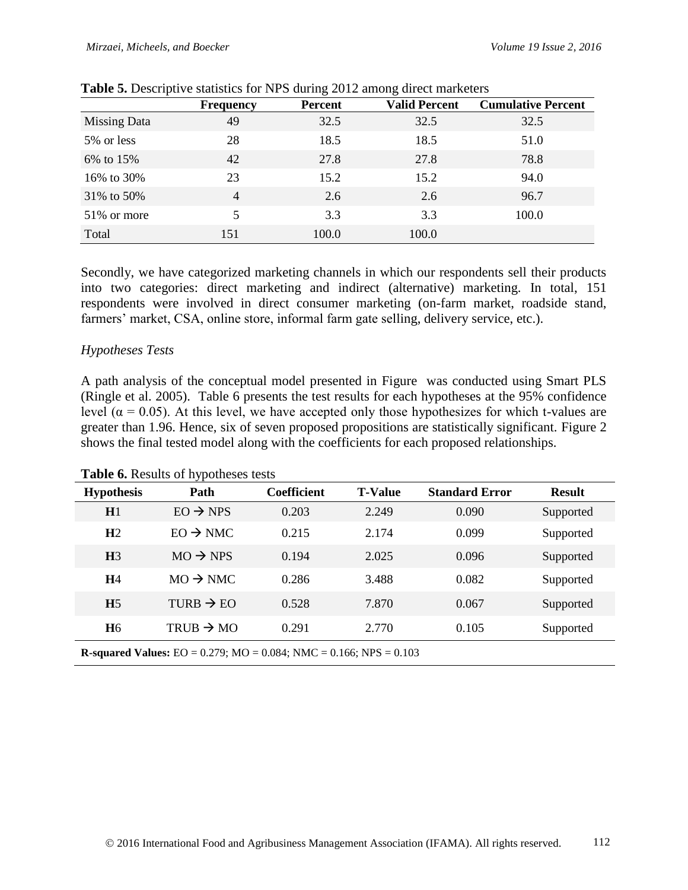**Table 5.** Descriptive statistics for NPS during 2012 among direct marketers

| | Frequency | Percent | Valid Percent | Cumulative Percent |
|---|---|---|---|---|
| Missing Data | 49 | 32.5 | 32.5 | 32.5 |
| 5% or less | 28 | 18.5 | 18.5 | 51.0 |
| 6% to 15% | 42 | 27.8 | 27.8 | 78.8 |
| 16% to 30% | 23 | 15.2 | 15.2 | 94.0 |
| 31% to 50% | 4 | 2.6 | 2.6 | 96.7 |
| 51% or more | 5 | 3.3 | 3.3 | 100.0 |
| Total | 151 | 100.0 | 100.0 | |

Secondly, we have categorized marketing channels in which our respondents sell their products into two categories: direct marketing and indirect (alternative) marketing. In total, 151 respondents were involved in direct consumer marketing (on-farm market, roadside stand, farmers' market, CSA, online store, informal farm gate selling, delivery service, etc.).

*Hypotheses Tests*

A path analysis of the conceptual model presented in Figure was conducted using Smart PLS (Ringle et al. 2005). Table 6 presents the test results for each hypotheses at the 95% confidence level ($\alpha = 0.05$). At this level, we have accepted only those hypothesizes for which t-values are greater than 1.96. Hence, six of seven proposed propositions are statistically significant. Figure 2 shows the final tested model along with the coefficients for each proposed relationships.

**Table 6.** Results of hypotheses tests

| Hypothesis | Path | Coefficient | T-Value | Standard Error | Result |
|---|---|---|---|---|---|
| **H**1 | EO → NPS | 0.203 | 2.249 | 0.090 | Supported |
| **H**2 | EO → NMC | 0.215 | 2.174 | 0.099 | Supported |
| **H**3 | MO → NPS | 0.194 | 2.025 | 0.096 | Supported |
| **H**4 | MO → NMC | 0.286 | 3.488 | 0.082 | Supported |
| **H**5 | TURB → EO | 0.528 | 7.870 | 0.067 | Supported |
| **H**6 | TRUB → MO | 0.291 | 2.770 | 0.105 | Supported |

**R-squared Values:** EO = 0.279; MO = 0.084; NMC = 0.166; NPS = 0.103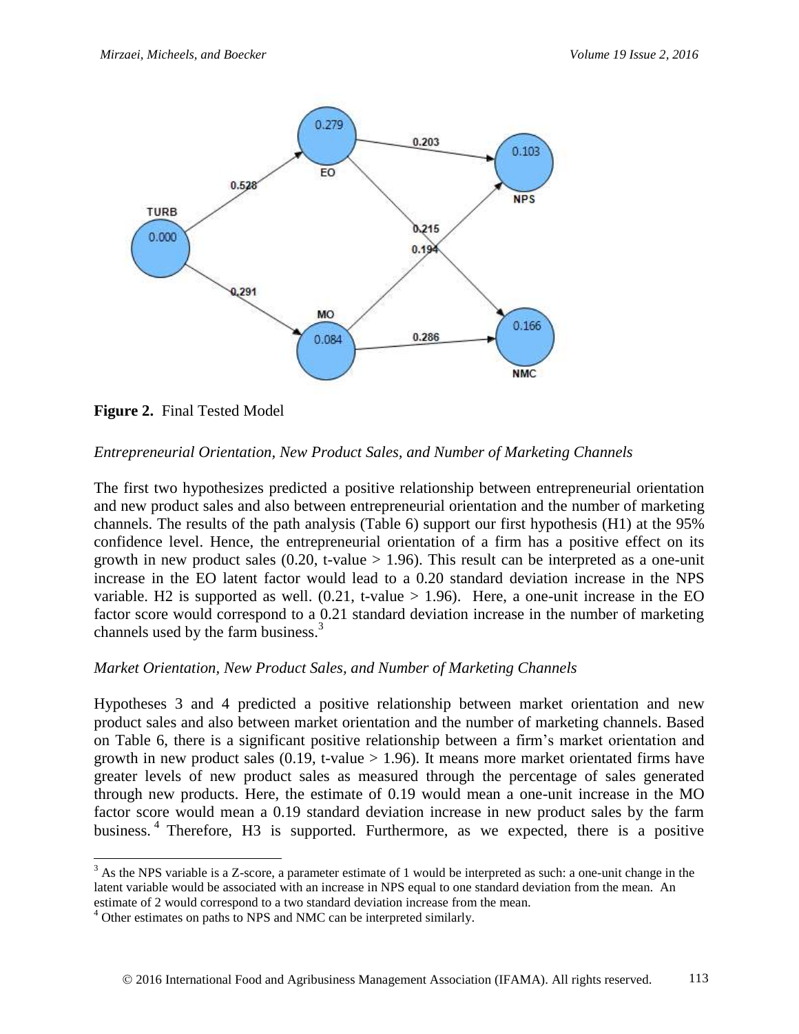**Figure 2.** Final Tested Model

*Entrepreneurial Orientation, New Product Sales, and Number of Marketing Channels*

The first two hypothesizes predicted a positive relationship between entrepreneurial orientation and new product sales and also between entrepreneurial orientation and the number of marketing channels. The results of the path analysis (Table 6) support our first hypothesis (H1) at the 95% confidence level. Hence, the entrepreneurial orientation of a firm has a positive effect on its growth in new product sales (0.20, t-value > 1.96). This result can be interpreted as a one-unit increase in the EO latent factor would lead to a 0.20 standard deviation increase in the NPS variable. H2 is supported as well. (0.21, t-value > 1.96). Here, a one-unit increase in the EO factor score would correspond to a 0.21 standard deviation increase in the number of marketing channels used by the farm business.[3]

*Market Orientation, New Product Sales, and Number of Marketing Channels*

Hypotheses 3 and 4 predicted a positive relationship between market orientation and new product sales and also between market orientation and the number of marketing channels. Based on Table 6, there is a significant positive relationship between a firm's market orientation and growth in new product sales (0.19, t-value > 1.96). It means more market orientated firms have greater levels of new product sales as measured through the percentage of sales generated through new products. Here, the estimate of 0.19 would mean a one-unit increase in the MO factor score would mean a 0.19 standard deviation increase in new product sales by the farm business.[4] Therefore, H3 is supported. Furthermore, as we expected, there is a positive

[3] As the NPS variable is a Z-score, a parameter estimate of 1 would be interpreted as such: a one-unit change in the latent variable would be associated with an increase in NPS equal to one standard deviation from the mean. An estimate of 2 would correspond to a two standard deviation increase from the mean.

[4] Other estimates on paths to NPS and NMC can be interpreted similarly.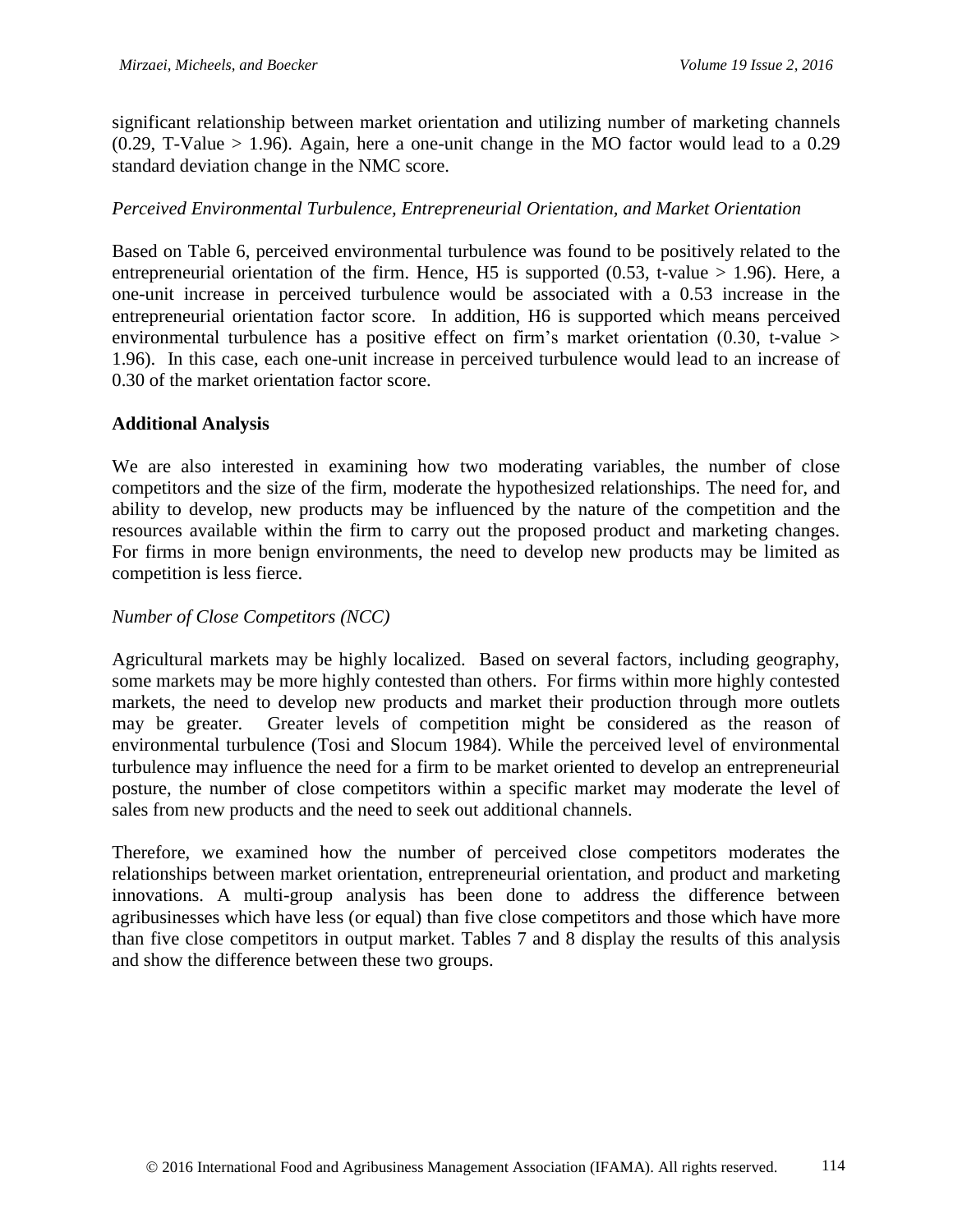significant relationship between market orientation and utilizing number of marketing channels (0.29, T-Value > 1.96). Again, here a one-unit change in the MO factor would lead to a 0.29 standard deviation change in the NMC score.

*Perceived Environmental Turbulence, Entrepreneurial Orientation, and Market Orientation*

Based on Table 6, perceived environmental turbulence was found to be positively related to the entrepreneurial orientation of the firm. Hence, H5 is supported (0.53, t-value > 1.96). Here, a one-unit increase in perceived turbulence would be associated with a 0.53 increase in the entrepreneurial orientation factor score. In addition, H6 is supported which means perceived environmental turbulence has a positive effect on firm's market orientation (0.30, t-value > 1.96). In this case, each one-unit increase in perceived turbulence would lead to an increase of 0.30 of the market orientation factor score.

**Additional Analysis**

We are also interested in examining how two moderating variables, the number of close competitors and the size of the firm, moderate the hypothesized relationships. The need for, and ability to develop, new products may be influenced by the nature of the competition and the resources available within the firm to carry out the proposed product and marketing changes. For firms in more benign environments, the need to develop new products may be limited as competition is less fierce.

*Number of Close Competitors (NCC)*

Agricultural markets may be highly localized. Based on several factors, including geography, some markets may be more highly contested than others. For firms within more highly contested markets, the need to develop new products and market their production through more outlets may be greater. Greater levels of competition might be considered as the reason of environmental turbulence (Tosi and Slocum 1984). While the perceived level of environmental turbulence may influence the need for a firm to be market oriented to develop an entrepreneurial posture, the number of close competitors within a specific market may moderate the level of sales from new products and the need to seek out additional channels.

Therefore, we examined how the number of perceived close competitors moderates the relationships between market orientation, entrepreneurial orientation, and product and marketing innovations. A multi-group analysis has been done to address the difference between agribusinesses which have less (or equal) than five close competitors and those which have more than five close competitors in output market. Tables 7 and 8 display the results of this analysis and show the difference between these two groups.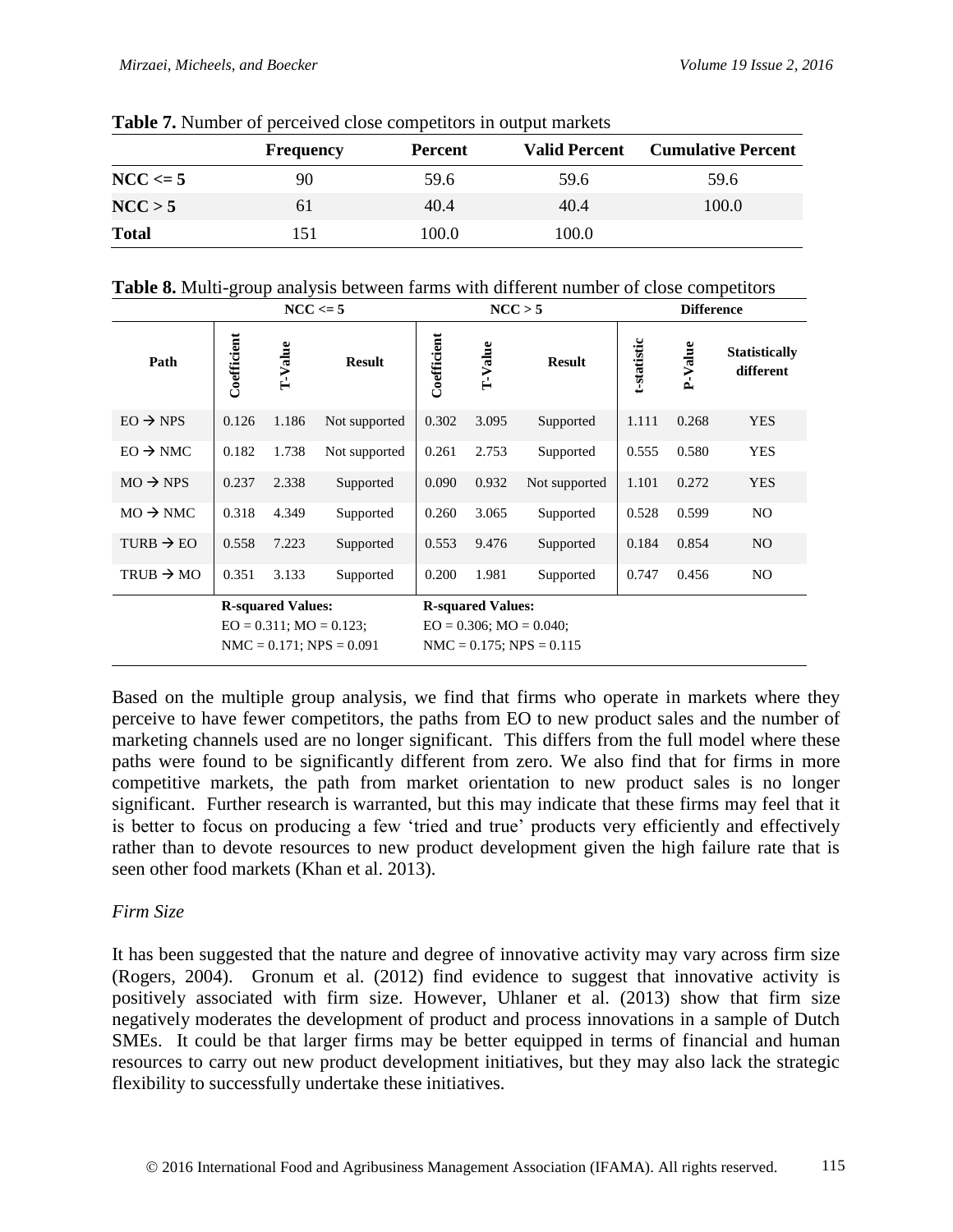**Table 7.** Number of perceived close competitors in output markets

| | Frequency | Percent | Valid Percent | Cumulative Percent |
|---|---|---|---|---|
| **NCC <= 5** | 90 | 59.6 | 59.6 | 59.6 |
| **NCC > 5** | 61 | 40.4 | 40.4 | 100.0 |
| **Total** | 151 | 100.0 | 100.0 | |

**Table 8.** Multi-group analysis between farms with different number of close competitors

| | NCC <= 5 | | | NCC > 5 | | | Difference | | |
|---|---|---|---|---|---|---|---|---|---|
| **Path** | **Coefficient** | **T-Value** | **Result** | **Coefficient** | **T-Value** | **Result** | **t-statistic** | **P-Value** | **Statistically different** |
| EO → NPS | 0.126 | 1.186 | Not supported | 0.302 | 3.095 | Supported | 1.111 | 0.268 | YES |
| EO → NMC | 0.182 | 1.738 | Not supported | 0.261 | 2.753 | Supported | 0.555 | 0.580 | YES |
| MO → NPS | 0.237 | 2.338 | Supported | 0.090 | 0.932 | Not supported | 1.101 | 0.272 | YES |
| MO → NMC | 0.318 | 4.349 | Supported | 0.260 | 3.065 | Supported | 0.528 | 0.599 | NO |
| TURB → EO | 0.558 | 7.223 | Supported | 0.553 | 9.476 | Supported | 0.184 | 0.854 | NO |
| TRUB → MO | 0.351 | 3.133 | Supported | 0.200 | 1.981 | Supported | 0.747 | 0.456 | NO |
| | **R-squared Values:** EO = 0.311; MO = 0.123; NMC = 0.171; NPS = 0.091 | | | **R-squared Values:** EO = 0.306; MO = 0.040; NMC = 0.175; NPS = 0.115 | | | | | |

Based on the multiple group analysis, we find that firms who operate in markets where they perceive to have fewer competitors, the paths from EO to new product sales and the number of marketing channels used are no longer significant. This differs from the full model where these paths were found to be significantly different from zero. We also find that for firms in more competitive markets, the path from market orientation to new product sales is no longer significant. Further research is warranted, but this may indicate that these firms may feel that it is better to focus on producing a few 'tried and true' products very efficiently and effectively rather than to devote resources to new product development given the high failure rate that is seen other food markets (Khan et al. 2013).

*Firm Size*

It has been suggested that the nature and degree of innovative activity may vary across firm size (Rogers, 2004). Gronum et al. (2012) find evidence to suggest that innovative activity is positively associated with firm size. However, Uhlaner et al. (2013) show that firm size negatively moderates the development of product and process innovations in a sample of Dutch SMEs. It could be that larger firms may be better equipped in terms of financial and human resources to carry out new product development initiatives, but they may also lack the strategic flexibility to successfully undertake these initiatives.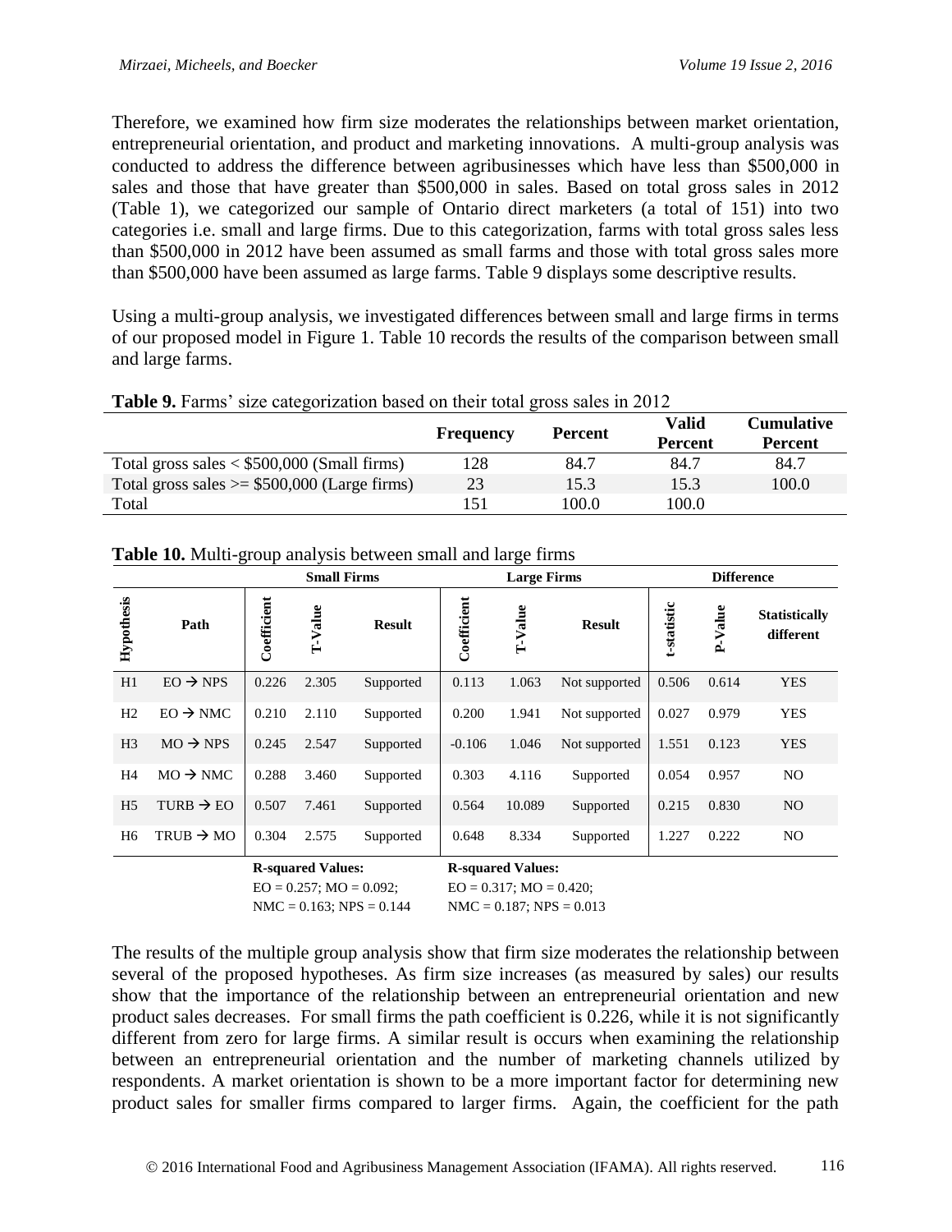Therefore, we examined how firm size moderates the relationships between market orientation, entrepreneurial orientation, and product and marketing innovations. A multi-group analysis was conducted to address the difference between agribusinesses which have less than \$500,000 in sales and those that have greater than \$500,000 in sales. Based on total gross sales in 2012 (Table 1), we categorized our sample of Ontario direct marketers (a total of 151) into two categories i.e. small and large firms. Due to this categorization, farms with total gross sales less than \$500,000 in 2012 have been assumed as small farms and those with total gross sales more than \$500,000 have been assumed as large farms. Table 9 displays some descriptive results.

Using a multi-group analysis, we investigated differences between small and large firms in terms of our proposed model in Figure 1. Table 10 records the results of the comparison between small and large farms.

**Table 9.** Farms' size categorization based on their total gross sales in 2012

| | Frequency | Percent | Valid Percent | Cumulative Percent |
|---|---|---|---|---|
| Total gross sales < \$500,000 (Small firms) | 128 | 84.7 | 84.7 | 84.7 |
| Total gross sales >= \$500,000 (Large firms) | 23 | 15.3 | 15.3 | 100.0 |
| Total | 151 | 100.0 | 100.0 | |

**Table 10.** Multi-group analysis between small and large firms

| | | Small Firms | | | Large Firms | | | Difference | | |
|---|---|---|---|---|---|---|---|---|---|---|
| Hypothesis | Path | Coefficient | T-Value | Result | Coefficient | T-Value | Result | t-statistic | P-Value | Statistically different |
| H1 | EO → NPS | 0.226 | 2.305 | Supported | 0.113 | 1.063 | Not supported | 0.506 | 0.614 | YES |
| H2 | EO → NMC | 0.210 | 2.110 | Supported | 0.200 | 1.941 | Not supported | 0.027 | 0.979 | YES |
| H3 | MO → NPS | 0.245 | 2.547 | Supported | -0.106 | 1.046 | Not supported | 1.551 | 0.123 | YES |
| H4 | MO → NMC | 0.288 | 3.460 | Supported | 0.303 | 4.116 | Supported | 0.054 | 0.957 | NO |
| H5 | TURB → EO | 0.507 | 7.461 | Supported | 0.564 | 10.089 | Supported | 0.215 | 0.830 | NO |
| H6 | TRUB → MO | 0.304 | 2.575 | Supported | 0.648 | 8.334 | Supported | 1.227 | 0.222 | NO |
| | | **R-squared Values:** EO = 0.257; MO = 0.092; NMC = 0.163; NPS = 0.144 | | | **R-squared Values:** EO = 0.317; MO = 0.420; NMC = 0.187; NPS = 0.013 | | | | | |

The results of the multiple group analysis show that firm size moderates the relationship between several of the proposed hypotheses. As firm size increases (as measured by sales) our results show that the importance of the relationship between an entrepreneurial orientation and new product sales decreases. For small firms the path coefficient is 0.226, while it is not significantly different from zero for large firms. A similar result is occurs when examining the relationship between an entrepreneurial orientation and the number of marketing channels utilized by respondents. A market orientation is shown to be a more important factor for determining new product sales for smaller firms compared to larger firms. Again, the coefficient for the path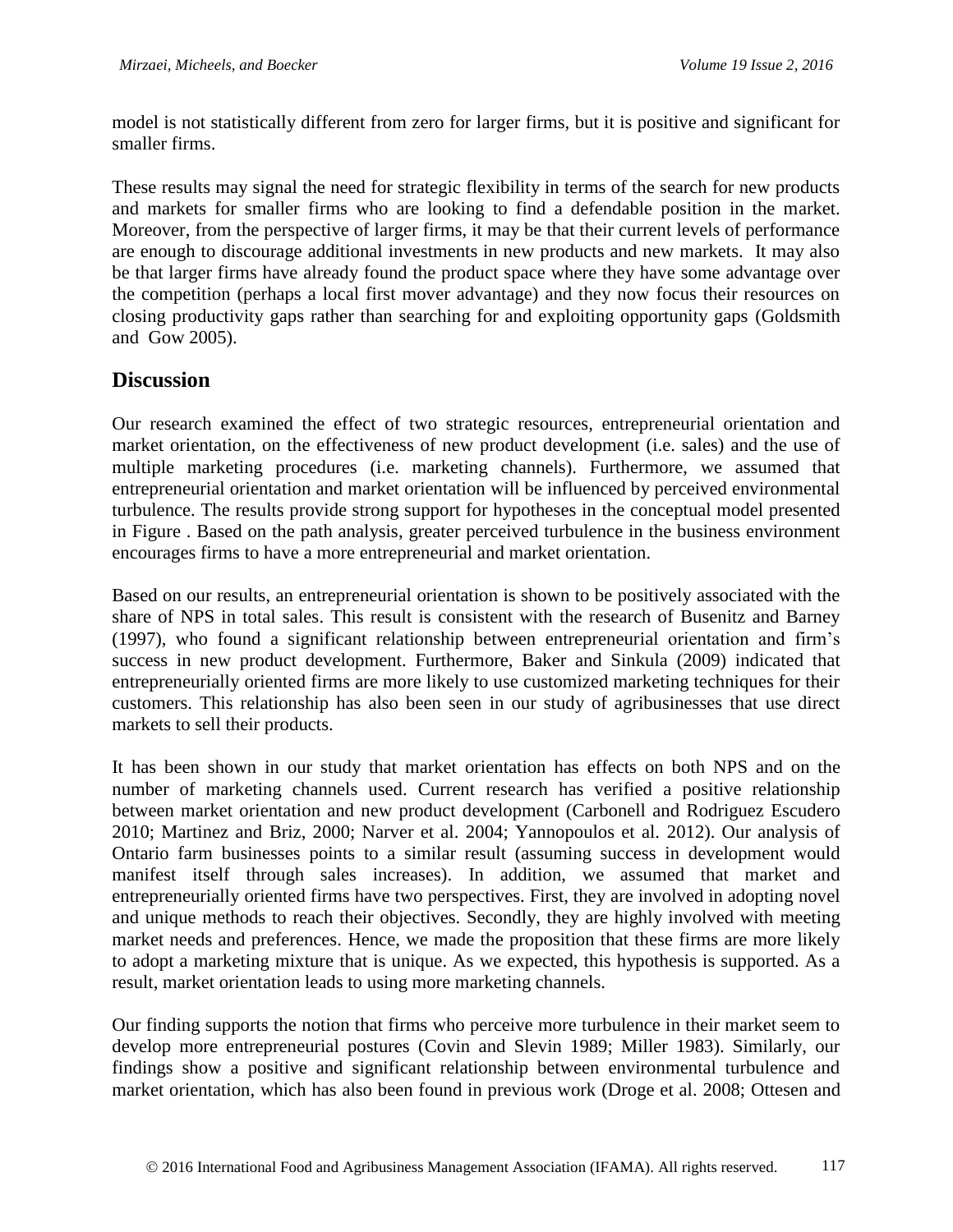model is not statistically different from zero for larger firms, but it is positive and significant for smaller firms.

These results may signal the need for strategic flexibility in terms of the search for new products and markets for smaller firms who are looking to find a defendable position in the market. Moreover, from the perspective of larger firms, it may be that their current levels of performance are enough to discourage additional investments in new products and new markets. It may also be that larger firms have already found the product space where they have some advantage over the competition (perhaps a local first mover advantage) and they now focus their resources on closing productivity gaps rather than searching for and exploiting opportunity gaps (Goldsmith and Gow 2005).

## Discussion

Our research examined the effect of two strategic resources, entrepreneurial orientation and market orientation, on the effectiveness of new product development (i.e. sales) and the use of multiple marketing procedures (i.e. marketing channels). Furthermore, we assumed that entrepreneurial orientation and market orientation will be influenced by perceived environmental turbulence. The results provide strong support for hypotheses in the conceptual model presented in Figure . Based on the path analysis, greater perceived turbulence in the business environment encourages firms to have a more entrepreneurial and market orientation.

Based on our results, an entrepreneurial orientation is shown to be positively associated with the share of NPS in total sales. This result is consistent with the research of Busenitz and Barney (1997), who found a significant relationship between entrepreneurial orientation and firm's success in new product development. Furthermore, Baker and Sinkula (2009) indicated that entrepreneurially oriented firms are more likely to use customized marketing techniques for their customers. This relationship has also been seen in our study of agribusinesses that use direct markets to sell their products.

It has been shown in our study that market orientation has effects on both NPS and on the number of marketing channels used. Current research has verified a positive relationship between market orientation and new product development (Carbonell and Rodriguez Escudero 2010; Martinez and Briz, 2000; Narver et al. 2004; Yannopoulos et al. 2012). Our analysis of Ontario farm businesses points to a similar result (assuming success in development would manifest itself through sales increases). In addition, we assumed that market and entrepreneurially oriented firms have two perspectives. First, they are involved in adopting novel and unique methods to reach their objectives. Secondly, they are highly involved with meeting market needs and preferences. Hence, we made the proposition that these firms are more likely to adopt a marketing mixture that is unique. As we expected, this hypothesis is supported. As a result, market orientation leads to using more marketing channels.

Our finding supports the notion that firms who perceive more turbulence in their market seem to develop more entrepreneurial postures (Covin and Slevin 1989; Miller 1983). Similarly, our findings show a positive and significant relationship between environmental turbulence and market orientation, which has also been found in previous work (Droge et al. 2008; Ottesen and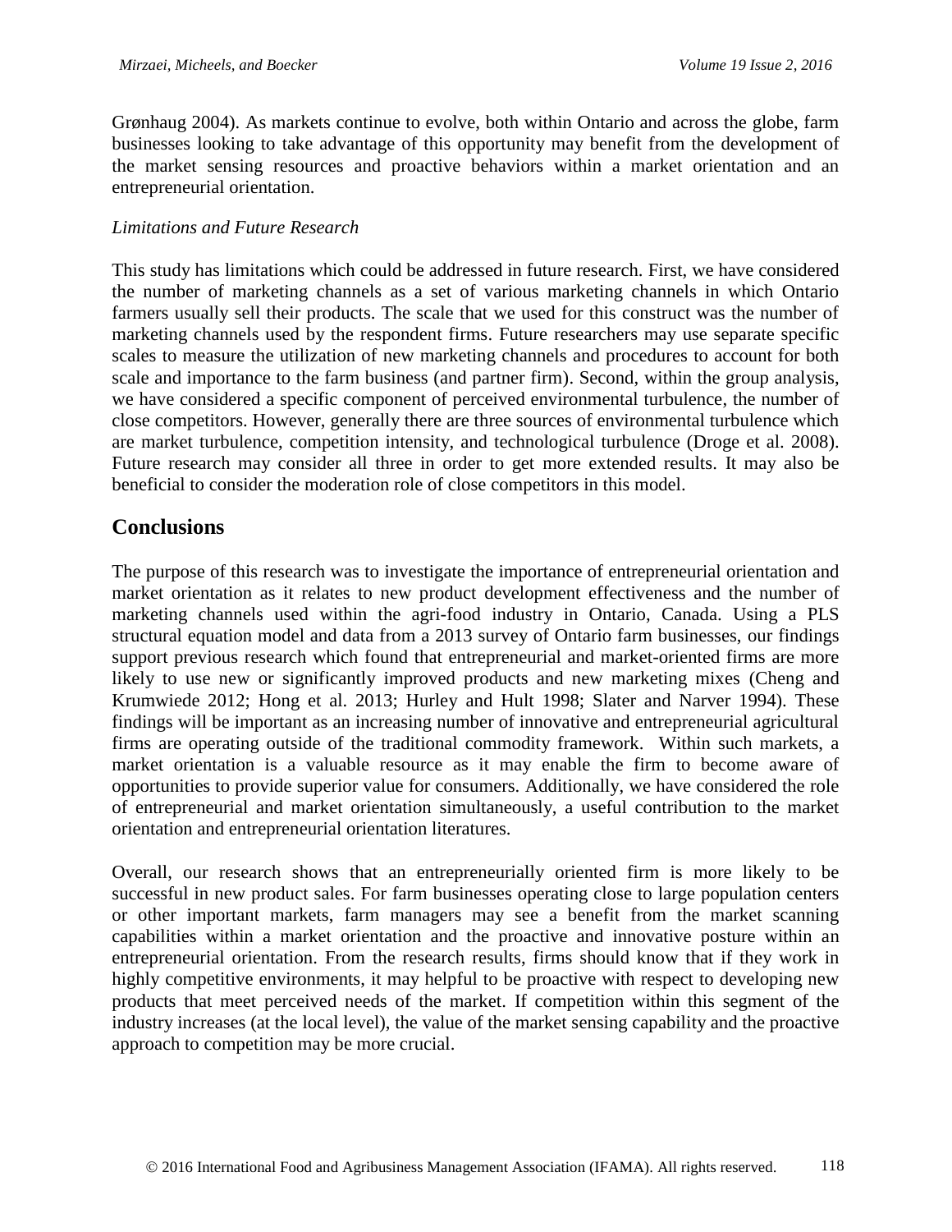Grønhaug 2004). As markets continue to evolve, both within Ontario and across the globe, farm businesses looking to take advantage of this opportunity may benefit from the development of the market sensing resources and proactive behaviors within a market orientation and an entrepreneurial orientation.

*Limitations and Future Research*

This study has limitations which could be addressed in future research. First, we have considered the number of marketing channels as a set of various marketing channels in which Ontario farmers usually sell their products. The scale that we used for this construct was the number of marketing channels used by the respondent firms. Future researchers may use separate specific scales to measure the utilization of new marketing channels and procedures to account for both scale and importance to the farm business (and partner firm). Second, within the group analysis, we have considered a specific component of perceived environmental turbulence, the number of close competitors. However, generally there are three sources of environmental turbulence which are market turbulence, competition intensity, and technological turbulence (Droge et al. 2008). Future research may consider all three in order to get more extended results. It may also be beneficial to consider the moderation role of close competitors in this model.

## Conclusions

The purpose of this research was to investigate the importance of entrepreneurial orientation and market orientation as it relates to new product development effectiveness and the number of marketing channels used within the agri-food industry in Ontario, Canada. Using a PLS structural equation model and data from a 2013 survey of Ontario farm businesses, our findings support previous research which found that entrepreneurial and market-oriented firms are more likely to use new or significantly improved products and new marketing mixes (Cheng and Krumwiede 2012; Hong et al. 2013; Hurley and Hult 1998; Slater and Narver 1994). These findings will be important as an increasing number of innovative and entrepreneurial agricultural firms are operating outside of the traditional commodity framework. Within such markets, a market orientation is a valuable resource as it may enable the firm to become aware of opportunities to provide superior value for consumers. Additionally, we have considered the role of entrepreneurial and market orientation simultaneously, a useful contribution to the market orientation and entrepreneurial orientation literatures.

Overall, our research shows that an entrepreneurially oriented firm is more likely to be successful in new product sales. For farm businesses operating close to large population centers or other important markets, farm managers may see a benefit from the market scanning capabilities within a market orientation and the proactive and innovative posture within an entrepreneurial orientation. From the research results, firms should know that if they work in highly competitive environments, it may helpful to be proactive with respect to developing new products that meet perceived needs of the market. If competition within this segment of the industry increases (at the local level), the value of the market sensing capability and the proactive approach to competition may be more crucial.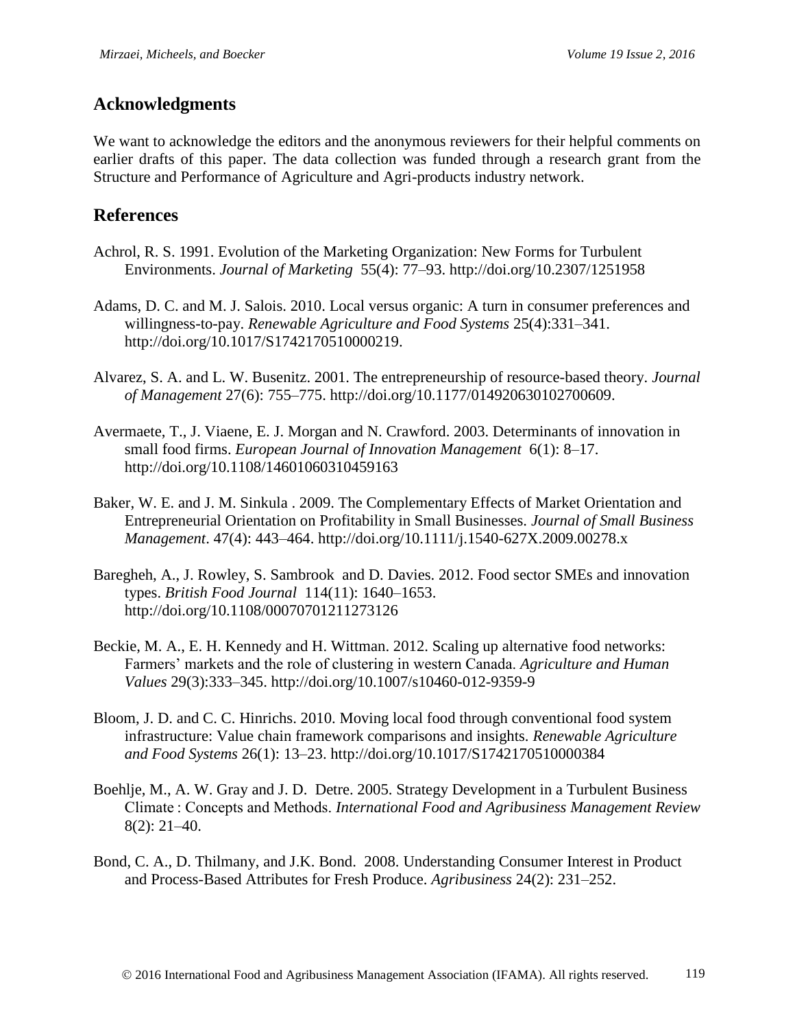## Acknowledgments

We want to acknowledge the editors and the anonymous reviewers for their helpful comments on earlier drafts of this paper. The data collection was funded through a research grant from the Structure and Performance of Agriculture and Agri-products industry network.

## References

Achrol, R. S. 1991. Evolution of the Marketing Organization: New Forms for Turbulent Environments. *Journal of Marketing* 55(4): 77–93. http://doi.org/10.2307/1251958

Adams, D. C. and M. J. Salois. 2010. Local versus organic: A turn in consumer preferences and willingness-to-pay. *Renewable Agriculture and Food Systems* 25(4):331–341. http://doi.org/10.1017/S1742170510000219.

Alvarez, S. A. and L. W. Busenitz. 2001. The entrepreneurship of resource-based theory. *Journal of Management* 27(6): 755–775. http://doi.org/10.1177/014920630102700609.

Avermaete, T., J. Viaene, E. J. Morgan and N. Crawford. 2003. Determinants of innovation in small food firms. *European Journal of Innovation Management* 6(1): 8–17. http://doi.org/10.1108/14601060310459163

Baker, W. E. and J. M. Sinkula . 2009. The Complementary Effects of Market Orientation and Entrepreneurial Orientation on Profitability in Small Businesses. *Journal of Small Business Management*. 47(4): 443–464. http://doi.org/10.1111/j.1540-627X.2009.00278.x

Baregheh, A., J. Rowley, S. Sambrook and D. Davies. 2012. Food sector SMEs and innovation types. *British Food Journal* 114(11): 1640–1653. http://doi.org/10.1108/00070701211273126

Beckie, M. A., E. H. Kennedy and H. Wittman. 2012. Scaling up alternative food networks: Farmers' markets and the role of clustering in western Canada. *Agriculture and Human Values* 29(3):333–345. http://doi.org/10.1007/s10460-012-9359-9

Bloom, J. D. and C. C. Hinrichs. 2010. Moving local food through conventional food system infrastructure: Value chain framework comparisons and insights. *Renewable Agriculture and Food Systems* 26(1): 13–23. http://doi.org/10.1017/S1742170510000384

Boehlje, M., A. W. Gray and J. D. Detre. 2005. Strategy Development in a Turbulent Business Climate : Concepts and Methods. *International Food and Agribusiness Management Review* 8(2): 21–40.

Bond, C. A., D. Thilmany, and J.K. Bond. 2008. Understanding Consumer Interest in Product and Process-Based Attributes for Fresh Produce. *Agribusiness* 24(2): 231–252.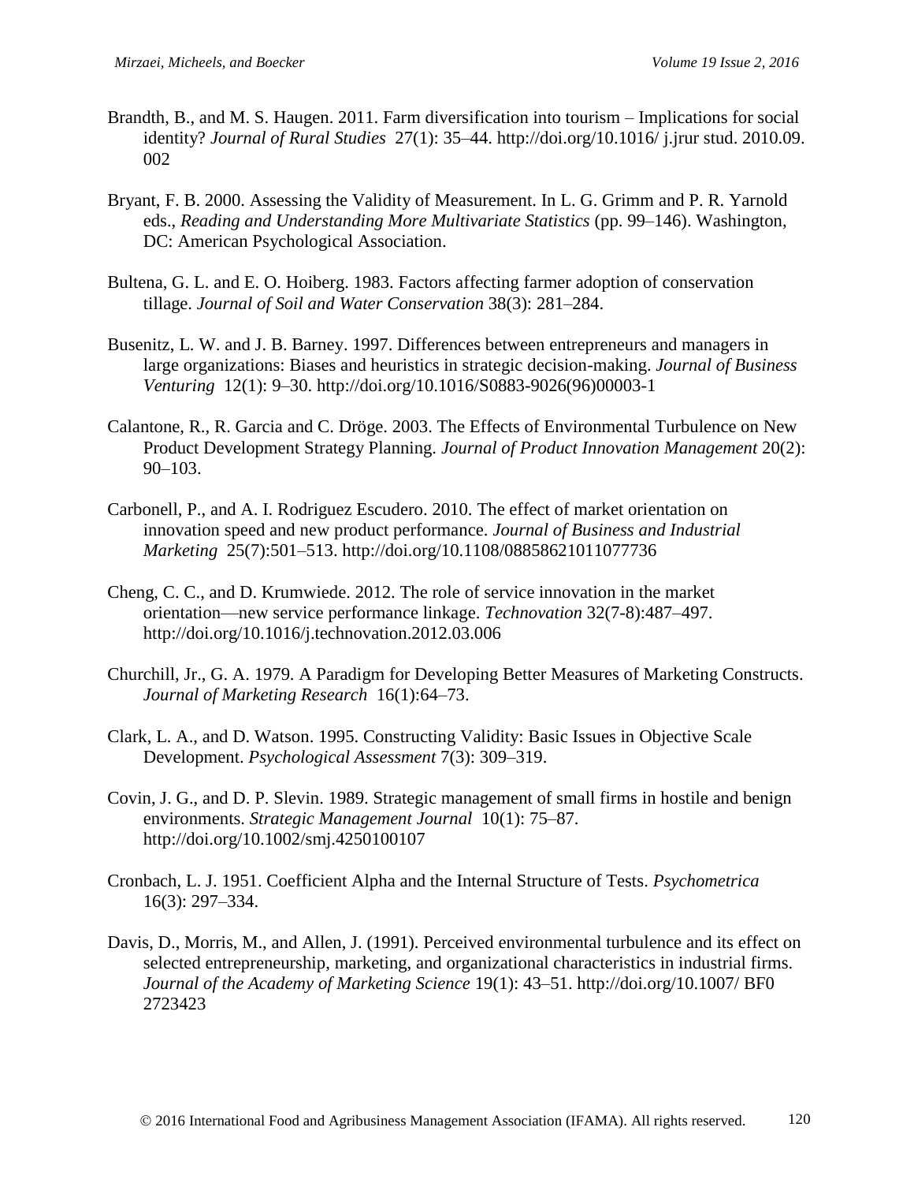Brandth, B., and M. S. Haugen. 2011. Farm diversification into tourism – Implications for social identity? *Journal of Rural Studies* 27(1): 35–44. http://doi.org/10.1016/ j.jrur stud. 2010.09. 002

Bryant, F. B. 2000. Assessing the Validity of Measurement. In L. G. Grimm and P. R. Yarnold eds., *Reading and Understanding More Multivariate Statistics* (pp. 99–146). Washington, DC: American Psychological Association.

Bultena, G. L. and E. O. Hoiberg. 1983. Factors affecting farmer adoption of conservation tillage. *Journal of Soil and Water Conservation* 38(3): 281–284.

Busenitz, L. W. and J. B. Barney. 1997. Differences between entrepreneurs and managers in large organizations: Biases and heuristics in strategic decision-making. *Journal of Business Venturing* 12(1): 9–30. http://doi.org/10.1016/S0883-9026(96)00003-1

Calantone, R., R. Garcia and C. Dröge. 2003. The Effects of Environmental Turbulence on New Product Development Strategy Planning. *Journal of Product Innovation Management* 20(2): 90–103.

Carbonell, P., and A. I. Rodriguez Escudero. 2010. The effect of market orientation on innovation speed and new product performance. *Journal of Business and Industrial Marketing* 25(7):501–513. http://doi.org/10.1108/08858621011077736

Cheng, C. C., and D. Krumwiede. 2012. The role of service innovation in the market orientation—new service performance linkage. *Technovation* 32(7-8):487–497. http://doi.org/10.1016/j.technovation.2012.03.006

Churchill, Jr., G. A. 1979. A Paradigm for Developing Better Measures of Marketing Constructs. *Journal of Marketing Research* 16(1):64–73.

Clark, L. A., and D. Watson. 1995. Constructing Validity: Basic Issues in Objective Scale Development. *Psychological Assessment* 7(3): 309–319.

Covin, J. G., and D. P. Slevin. 1989. Strategic management of small firms in hostile and benign environments. *Strategic Management Journal* 10(1): 75–87. http://doi.org/10.1002/smj.4250100107

Cronbach, L. J. 1951. Coefficient Alpha and the Internal Structure of Tests. *Psychometrica* 16(3): 297–334.

Davis, D., Morris, M., and Allen, J. (1991). Perceived environmental turbulence and its effect on selected entrepreneurship, marketing, and organizational characteristics in industrial firms. *Journal of the Academy of Marketing Science* 19(1): 43–51. http://doi.org/10.1007/ BF0 2723423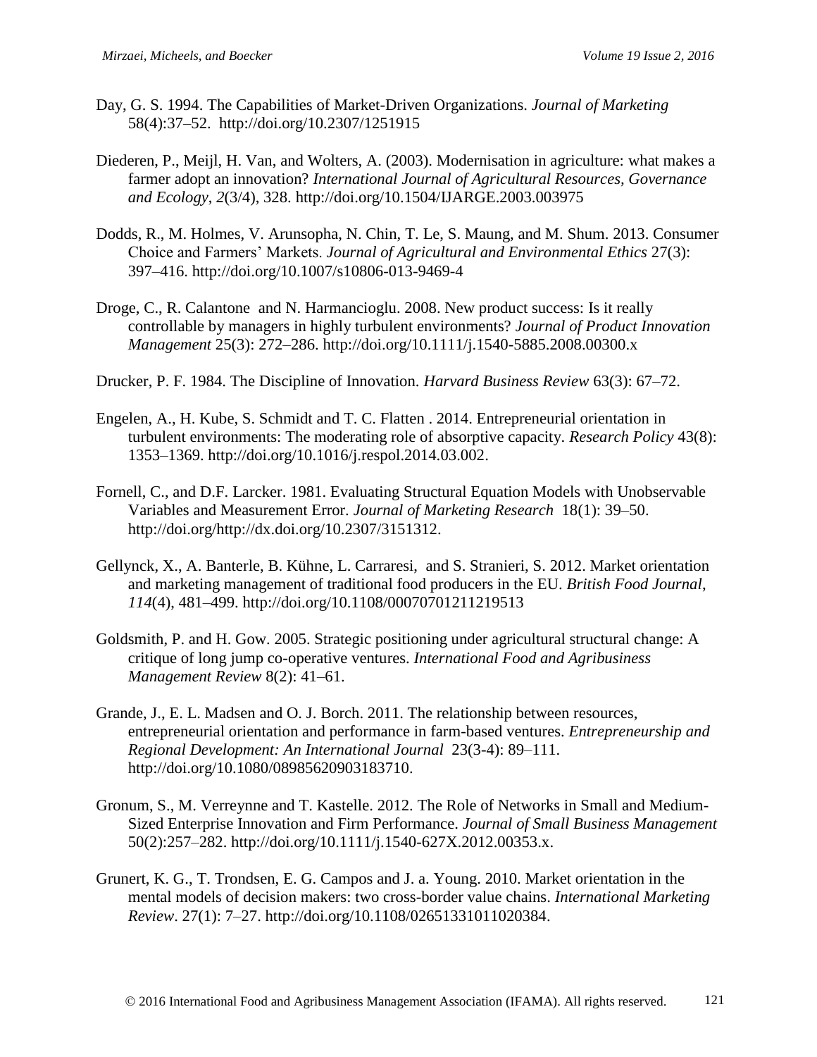Day, G. S. 1994. The Capabilities of Market-Driven Organizations. *Journal of Marketing* 58(4):37–52. http://doi.org/10.2307/1251915

Diederen, P., Meijl, H. Van, and Wolters, A. (2003). Modernisation in agriculture: what makes a farmer adopt an innovation? *International Journal of Agricultural Resources, Governance and Ecology*, *2*(3/4), 328. http://doi.org/10.1504/IJARGE.2003.003975

Dodds, R., M. Holmes, V. Arunsopha, N. Chin, T. Le, S. Maung, and M. Shum. 2013. Consumer Choice and Farmers' Markets. *Journal of Agricultural and Environmental Ethics* 27(3): 397–416. http://doi.org/10.1007/s10806-013-9469-4

Droge, C., R. Calantone and N. Harmancioglu. 2008. New product success: Is it really controllable by managers in highly turbulent environments? *Journal of Product Innovation Management* 25(3): 272–286. http://doi.org/10.1111/j.1540-5885.2008.00300.x

Drucker, P. F. 1984. The Discipline of Innovation. *Harvard Business Review* 63(3): 67–72.

Engelen, A., H. Kube, S. Schmidt and T. C. Flatten . 2014. Entrepreneurial orientation in turbulent environments: The moderating role of absorptive capacity. *Research Policy* 43(8): 1353–1369. http://doi.org/10.1016/j.respol.2014.03.002.

Fornell, C., and D.F. Larcker. 1981. Evaluating Structural Equation Models with Unobservable Variables and Measurement Error. *Journal of Marketing Research* 18(1): 39–50. http://doi.org/http://dx.doi.org/10.2307/3151312.

Gellynck, X., A. Banterle, B. Kühne, L. Carraresi, and S. Stranieri, S. 2012. Market orientation and marketing management of traditional food producers in the EU. *British Food Journal*, *114*(4), 481–499. http://doi.org/10.1108/00070701211219513

Goldsmith, P. and H. Gow. 2005. Strategic positioning under agricultural structural change: A critique of long jump co-operative ventures. *International Food and Agribusiness Management Review* 8(2): 41–61.

Grande, J., E. L. Madsen and O. J. Borch. 2011. The relationship between resources, entrepreneurial orientation and performance in farm-based ventures. *Entrepreneurship and Regional Development: An International Journal* 23(3-4): 89–111. http://doi.org/10.1080/08985620903183710.

Gronum, S., M. Verreynne and T. Kastelle. 2012. The Role of Networks in Small and Medium-Sized Enterprise Innovation and Firm Performance. *Journal of Small Business Management* 50(2):257–282. http://doi.org/10.1111/j.1540-627X.2012.00353.x.

Grunert, K. G., T. Trondsen, E. G. Campos and J. a. Young. 2010. Market orientation in the mental models of decision makers: two cross-border value chains. *International Marketing Review*. 27(1): 7–27. http://doi.org/10.1108/02651331011020384.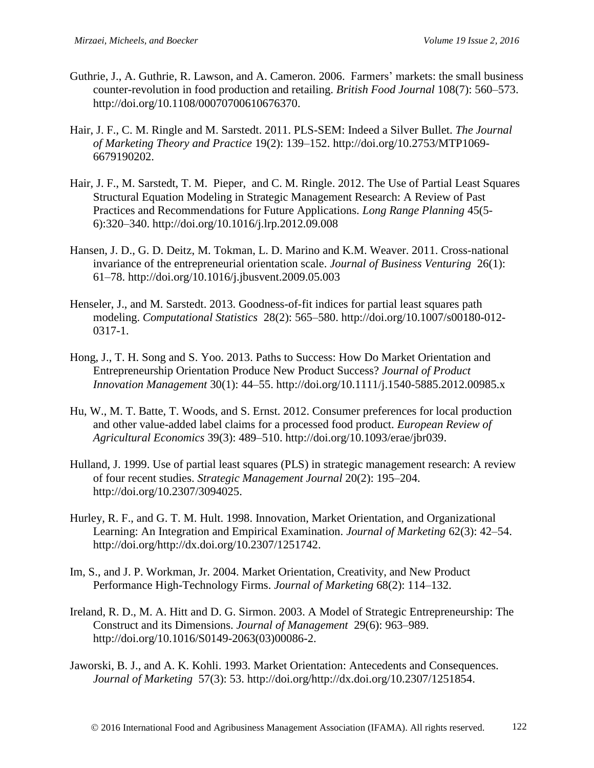Guthrie, J., A. Guthrie, R. Lawson, and A. Cameron. 2006. Farmers' markets: the small business counter-revolution in food production and retailing. *British Food Journal* 108(7): 560–573. http://doi.org/10.1108/00070700610676370.

Hair, J. F., C. M. Ringle and M. Sarstedt. 2011. PLS-SEM: Indeed a Silver Bullet. *The Journal of Marketing Theory and Practice* 19(2): 139–152. http://doi.org/10.2753/MTP1069-6679190202.

Hair, J. F., M. Sarstedt, T. M. Pieper, and C. M. Ringle. 2012. The Use of Partial Least Squares Structural Equation Modeling in Strategic Management Research: A Review of Past Practices and Recommendations for Future Applications. *Long Range Planning* 45(5-6):320–340. http://doi.org/10.1016/j.lrp.2012.09.008

Hansen, J. D., G. D. Deitz, M. Tokman, L. D. Marino and K.M. Weaver. 2011. Cross-national invariance of the entrepreneurial orientation scale. *Journal of Business Venturing* 26(1): 61–78. http://doi.org/10.1016/j.jbusvent.2009.05.003

Henseler, J., and M. Sarstedt. 2013. Goodness-of-fit indices for partial least squares path modeling. *Computational Statistics* 28(2): 565–580. http://doi.org/10.1007/s00180-012-0317-1.

Hong, J., T. H. Song and S. Yoo. 2013. Paths to Success: How Do Market Orientation and Entrepreneurship Orientation Produce New Product Success? *Journal of Product Innovation Management* 30(1): 44–55. http://doi.org/10.1111/j.1540-5885.2012.00985.x

Hu, W., M. T. Batte, T. Woods, and S. Ernst. 2012. Consumer preferences for local production and other value-added label claims for a processed food product. *European Review of Agricultural Economics* 39(3): 489–510. http://doi.org/10.1093/erae/jbr039.

Hulland, J. 1999. Use of partial least squares (PLS) in strategic management research: A review of four recent studies. *Strategic Management Journal* 20(2): 195–204. http://doi.org/10.2307/3094025.

Hurley, R. F., and G. T. M. Hult. 1998. Innovation, Market Orientation, and Organizational Learning: An Integration and Empirical Examination. *Journal of Marketing* 62(3): 42–54. http://doi.org/http://dx.doi.org/10.2307/1251742.

Im, S., and J. P. Workman, Jr. 2004. Market Orientation, Creativity, and New Product Performance High-Technology Firms. *Journal of Marketing* 68(2): 114–132.

Ireland, R. D., M. A. Hitt and D. G. Sirmon. 2003. A Model of Strategic Entrepreneurship: The Construct and its Dimensions. *Journal of Management* 29(6): 963–989. http://doi.org/10.1016/S0149-2063(03)00086-2.

Jaworski, B. J., and A. K. Kohli. 1993. Market Orientation: Antecedents and Consequences. *Journal of Marketing* 57(3): 53. http://doi.org/http://dx.doi.org/10.2307/1251854.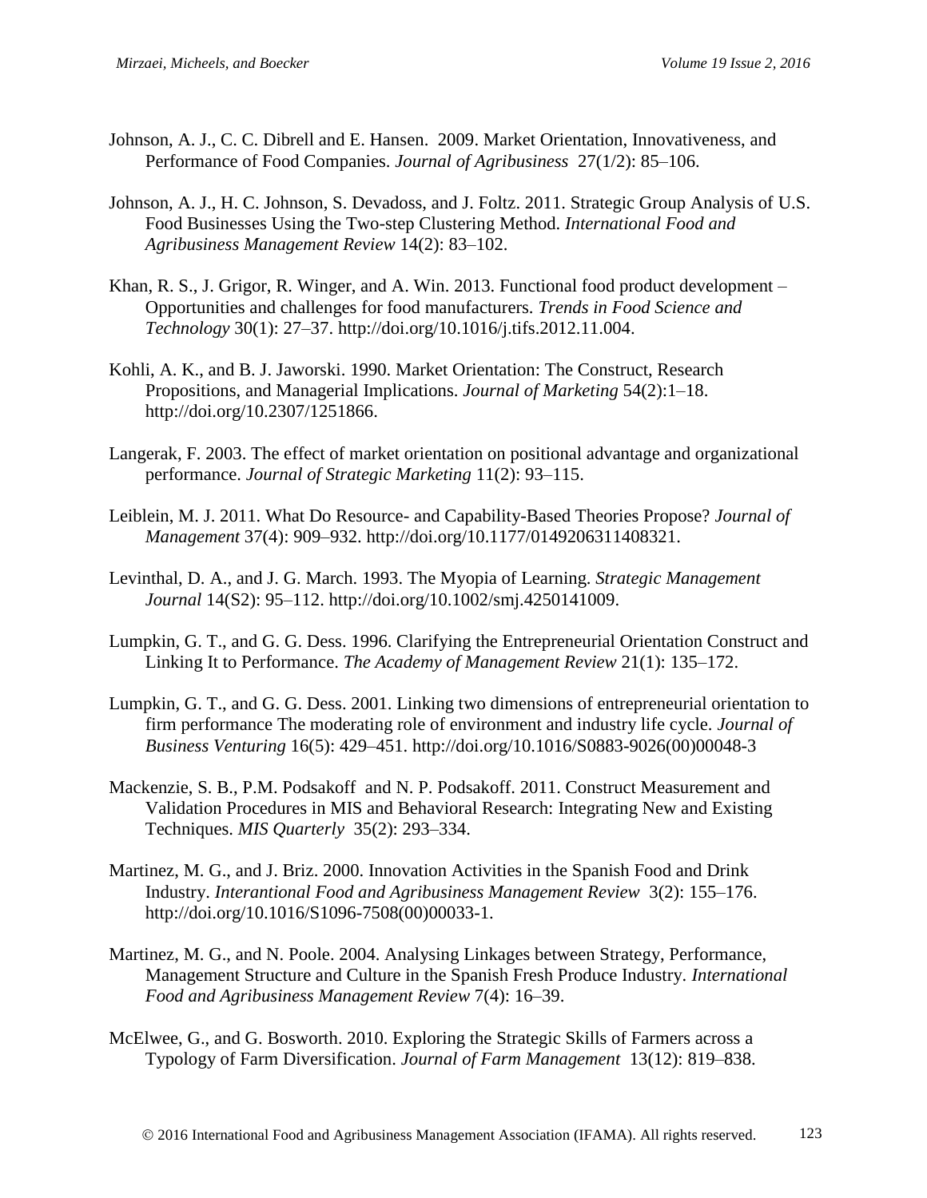Johnson, A. J., C. C. Dibrell and E. Hansen. 2009. Market Orientation, Innovativeness, and Performance of Food Companies. *Journal of Agribusiness* 27(1/2): 85–106.

Johnson, A. J., H. C. Johnson, S. Devadoss, and J. Foltz. 2011. Strategic Group Analysis of U.S. Food Businesses Using the Two-step Clustering Method. *International Food and Agribusiness Management Review* 14(2): 83–102.

Khan, R. S., J. Grigor, R. Winger, and A. Win. 2013. Functional food product development – Opportunities and challenges for food manufacturers. *Trends in Food Science and Technology* 30(1): 27–37. http://doi.org/10.1016/j.tifs.2012.11.004.

Kohli, A. K., and B. J. Jaworski. 1990. Market Orientation: The Construct, Research Propositions, and Managerial Implications. *Journal of Marketing* 54(2):1–18. http://doi.org/10.2307/1251866.

Langerak, F. 2003. The effect of market orientation on positional advantage and organizational performance. *Journal of Strategic Marketing* 11(2): 93–115.

Leiblein, M. J. 2011. What Do Resource- and Capability-Based Theories Propose? *Journal of Management* 37(4): 909–932. http://doi.org/10.1177/0149206311408321.

Levinthal, D. A., and J. G. March. 1993. The Myopia of Learning. *Strategic Management Journal* 14(S2): 95–112. http://doi.org/10.1002/smj.4250141009.

Lumpkin, G. T., and G. G. Dess. 1996. Clarifying the Entrepreneurial Orientation Construct and Linking It to Performance. *The Academy of Management Review* 21(1): 135–172.

Lumpkin, G. T., and G. G. Dess. 2001. Linking two dimensions of entrepreneurial orientation to firm performance The moderating role of environment and industry life cycle. *Journal of Business Venturing* 16(5): 429–451. http://doi.org/10.1016/S0883-9026(00)00048-3

Mackenzie, S. B., P.M. Podsakoff and N. P. Podsakoff. 2011. Construct Measurement and Validation Procedures in MIS and Behavioral Research: Integrating New and Existing Techniques. *MIS Quarterly* 35(2): 293–334.

Martinez, M. G., and J. Briz. 2000. Innovation Activities in the Spanish Food and Drink Industry. *Interantional Food and Agribusiness Management Review* 3(2): 155–176. http://doi.org/10.1016/S1096-7508(00)00033-1.

Martinez, M. G., and N. Poole. 2004. Analysing Linkages between Strategy, Performance, Management Structure and Culture in the Spanish Fresh Produce Industry. *International Food and Agribusiness Management Review* 7(4): 16–39.

McElwee, G., and G. Bosworth. 2010. Exploring the Strategic Skills of Farmers across a Typology of Farm Diversification. *Journal of Farm Management* 13(12): 819–838.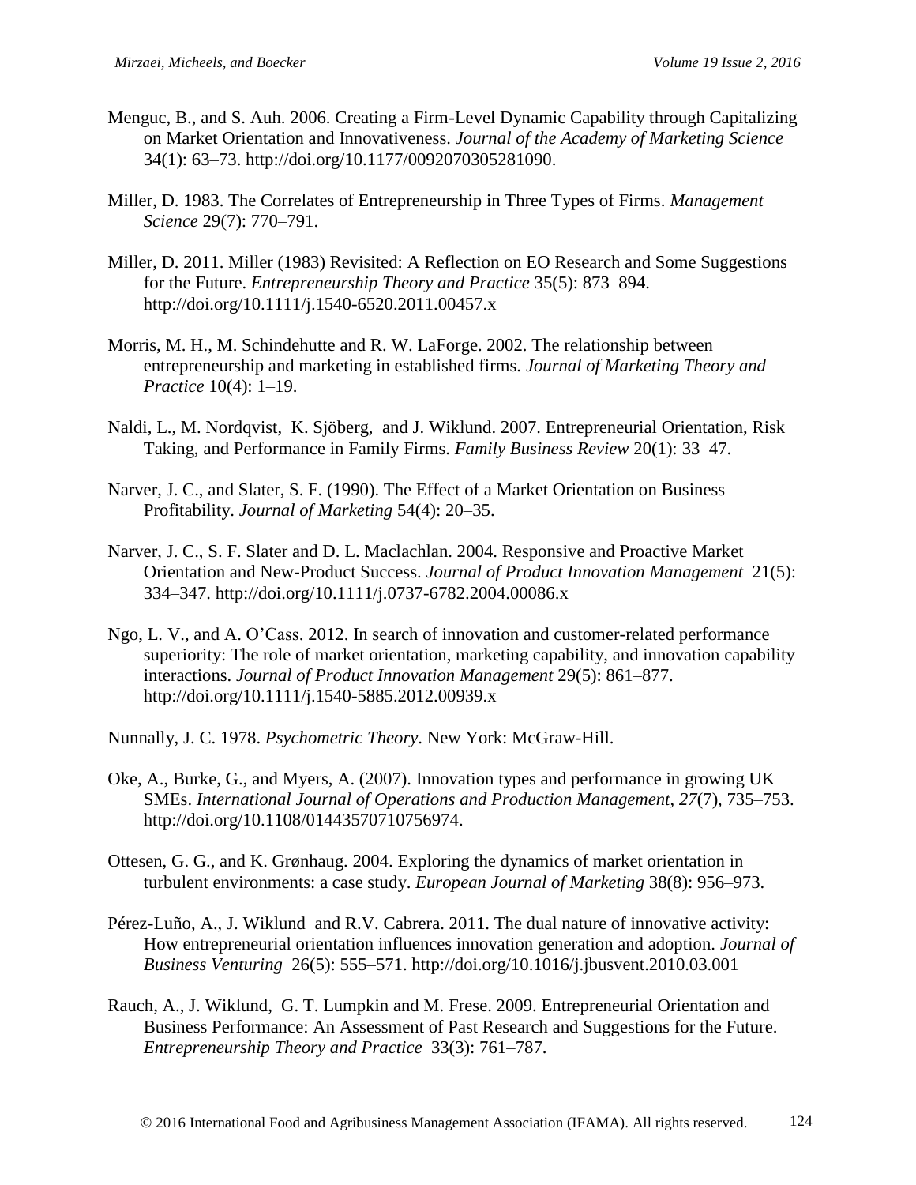Menguc, B., and S. Auh. 2006. Creating a Firm-Level Dynamic Capability through Capitalizing on Market Orientation and Innovativeness. *Journal of the Academy of Marketing Science* 34(1): 63–73. http://doi.org/10.1177/0092070305281090.

Miller, D. 1983. The Correlates of Entrepreneurship in Three Types of Firms. *Management Science* 29(7): 770–791.

Miller, D. 2011. Miller (1983) Revisited: A Reflection on EO Research and Some Suggestions for the Future. *Entrepreneurship Theory and Practice* 35(5): 873–894. http://doi.org/10.1111/j.1540-6520.2011.00457.x

Morris, M. H., M. Schindehutte and R. W. LaForge. 2002. The relationship between entrepreneurship and marketing in established firms. *Journal of Marketing Theory and Practice* 10(4): 1–19.

Naldi, L., M. Nordqvist, K. Sjöberg, and J. Wiklund. 2007. Entrepreneurial Orientation, Risk Taking, and Performance in Family Firms. *Family Business Review* 20(1): 33–47.

Narver, J. C., and Slater, S. F. (1990). The Effect of a Market Orientation on Business Profitability. *Journal of Marketing* 54(4): 20–35.

Narver, J. C., S. F. Slater and D. L. Maclachlan. 2004. Responsive and Proactive Market Orientation and New-Product Success. *Journal of Product Innovation Management* 21(5): 334–347. http://doi.org/10.1111/j.0737-6782.2004.00086.x

Ngo, L. V., and A. O'Cass. 2012. In search of innovation and customer-related performance superiority: The role of market orientation, marketing capability, and innovation capability interactions. *Journal of Product Innovation Management* 29(5): 861–877. http://doi.org/10.1111/j.1540-5885.2012.00939.x

Nunnally, J. C. 1978. *Psychometric Theory*. New York: McGraw-Hill.

Oke, A., Burke, G., and Myers, A. (2007). Innovation types and performance in growing UK SMEs. *International Journal of Operations and Production Management*, *27*(7), 735–753. http://doi.org/10.1108/01443570710756974.

Ottesen, G. G., and K. Grønhaug. 2004. Exploring the dynamics of market orientation in turbulent environments: a case study. *European Journal of Marketing* 38(8): 956–973.

Pérez-Luño, A., J. Wiklund and R.V. Cabrera. 2011. The dual nature of innovative activity: How entrepreneurial orientation influences innovation generation and adoption. *Journal of Business Venturing* 26(5): 555–571. http://doi.org/10.1016/j.jbusvent.2010.03.001

Rauch, A., J. Wiklund, G. T. Lumpkin and M. Frese. 2009. Entrepreneurial Orientation and Business Performance: An Assessment of Past Research and Suggestions for the Future. *Entrepreneurship Theory and Practice* 33(3): 761–787.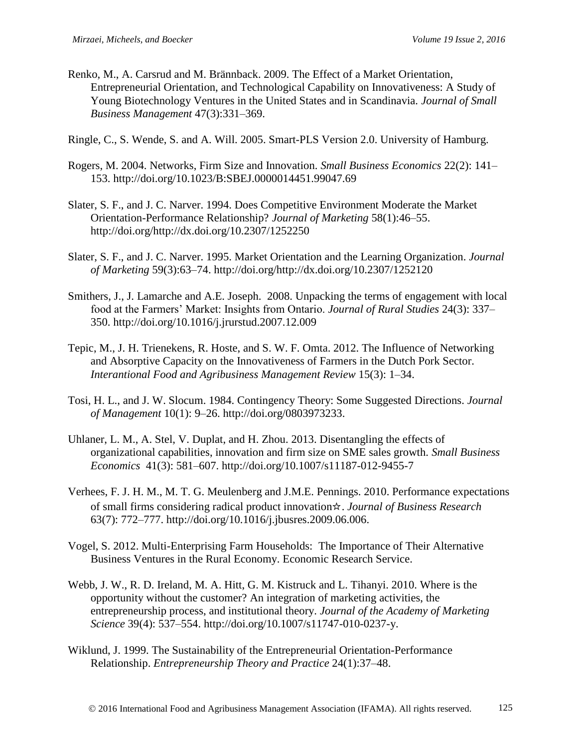Renko, M., A. Carsrud and M. Brännback. 2009. The Effect of a Market Orientation, Entrepreneurial Orientation, and Technological Capability on Innovativeness: A Study of Young Biotechnology Ventures in the United States and in Scandinavia. *Journal of Small Business Management* 47(3):331–369.

Ringle, C., S. Wende, S. and A. Will. 2005. Smart-PLS Version 2.0. University of Hamburg.

Rogers, M. 2004. Networks, Firm Size and Innovation. *Small Business Economics* 22(2): 141–153. http://doi.org/10.1023/B:SBEJ.0000014451.99047.69

Slater, S. F., and J. C. Narver. 1994. Does Competitive Environment Moderate the Market Orientation-Performance Relationship? *Journal of Marketing* 58(1):46–55. http://doi.org/http://dx.doi.org/10.2307/1252250

Slater, S. F., and J. C. Narver. 1995. Market Orientation and the Learning Organization. *Journal of Marketing* 59(3):63–74. http://doi.org/http://dx.doi.org/10.2307/1252120

Smithers, J., J. Lamarche and A.E. Joseph. 2008. Unpacking the terms of engagement with local food at the Farmers' Market: Insights from Ontario. *Journal of Rural Studies* 24(3): 337–350. http://doi.org/10.1016/j.jrurstud.2007.12.009

Tepic, M., J. H. Trienekens, R. Hoste, and S. W. F. Omta. 2012. The Influence of Networking and Absorptive Capacity on the Innovativeness of Farmers in the Dutch Pork Sector. *Interantional Food and Agribusiness Management Review* 15(3): 1–34.

Tosi, H. L., and J. W. Slocum. 1984. Contingency Theory: Some Suggested Directions. *Journal of Management* 10(1): 9–26. http://doi.org/0803973233.

Uhlaner, L. M., A. Stel, V. Duplat, and H. Zhou. 2013. Disentangling the effects of organizational capabilities, innovation and firm size on SME sales growth. *Small Business Economics* 41(3): 581–607. http://doi.org/10.1007/s11187-012-9455-7

Verhees, F. J. H. M., M. T. G. Meulenberg and J.M.E. Pennings. 2010. Performance expectations of small firms considering radical product innovation☆. *Journal of Business Research* 63(7): 772–777. http://doi.org/10.1016/j.jbusres.2009.06.006.

Vogel, S. 2012. Multi-Enterprising Farm Households: The Importance of Their Alternative Business Ventures in the Rural Economy. Economic Research Service.

Webb, J. W., R. D. Ireland, M. A. Hitt, G. M. Kistruck and L. Tihanyi. 2010. Where is the opportunity without the customer? An integration of marketing activities, the entrepreneurship process, and institutional theory. *Journal of the Academy of Marketing Science* 39(4): 537–554. http://doi.org/10.1007/s11747-010-0237-y.

Wiklund, J. 1999. The Sustainability of the Entrepreneurial Orientation-Performance Relationship. *Entrepreneurship Theory and Practice* 24(1):37–48.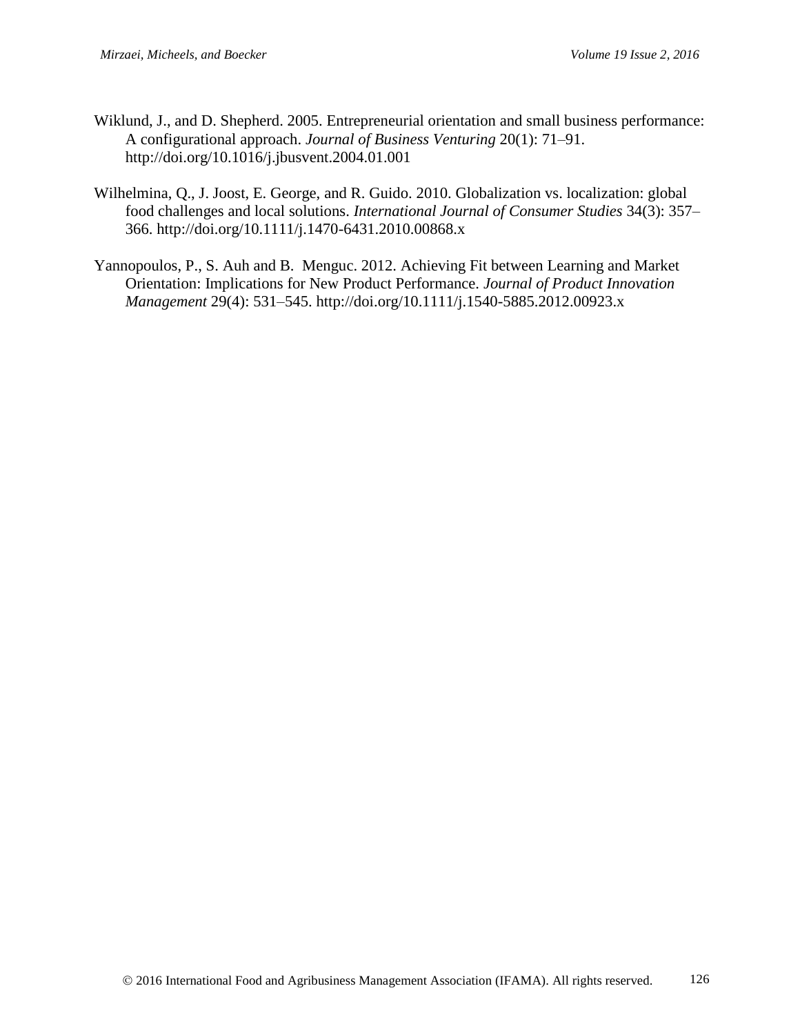Wiklund, J., and D. Shepherd. 2005. Entrepreneurial orientation and small business performance: A configurational approach. *Journal of Business Venturing* 20(1): 71–91. http://doi.org/10.1016/j.jbusvent.2004.01.001

Wilhelmina, Q., J. Joost, E. George, and R. Guido. 2010. Globalization vs. localization: global food challenges and local solutions. *International Journal of Consumer Studies* 34(3): 357–366. http://doi.org/10.1111/j.1470-6431.2010.00868.x

Yannopoulos, P., S. Auh and B. Menguc. 2012. Achieving Fit between Learning and Market Orientation: Implications for New Product Performance. *Journal of Product Innovation Management* 29(4): 531–545. http://doi.org/10.1111/j.1540-5885.2012.00923.x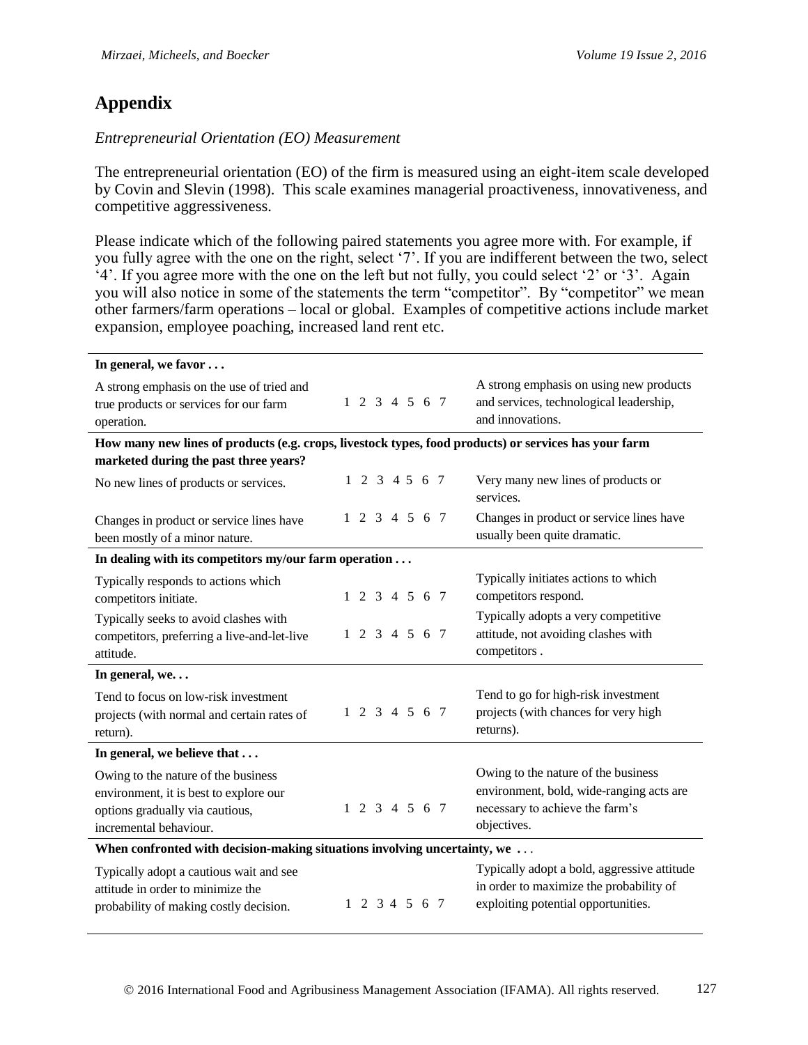## Appendix

*Entrepreneurial Orientation (EO) Measurement*

The entrepreneurial orientation (EO) of the firm is measured using an eight-item scale developed by Covin and Slevin (1998). This scale examines managerial proactiveness, innovativeness, and competitive aggressiveness.

Please indicate which of the following paired statements you agree more with. For example, if you fully agree with the one on the right, select '7'. If you are indifferent between the two, select '4'. If you agree more with the one on the left but not fully, you could select '2' or '3'. Again you will also notice in some of the statements the term "competitor". By "competitor" we mean other farmers/farm operations – local or global. Examples of competitive actions include market expansion, employee poaching, increased land rent etc.

| | | |
|---|---|---|
| **In general, we favor . . .** | | |
| A strong emphasis on the use of tried and true products or services for our farm operation. | 1 2 3 4 5 6 7 | A strong emphasis on using new products and services, technological leadership, and innovations. |
| **How many new lines of products (e.g. crops, livestock types, food products) or services has your farm marketed during the past three years?** | | |
| No new lines of products or services. | 1 2 3 4 5 6 7 | Very many new lines of products or services. |
| Changes in product or service lines have been mostly of a minor nature. | 1 2 3 4 5 6 7 | Changes in product or service lines have usually been quite dramatic. |
| **In dealing with its competitors my/our farm operation . . .** | | |
| Typically responds to actions which competitors initiate. | 1 2 3 4 5 6 7 | Typically initiates actions to which competitors respond. |
| Typically seeks to avoid clashes with competitors, preferring a live-and-let-live attitude. | 1 2 3 4 5 6 7 | Typically adopts a very competitive attitude, not avoiding clashes with competitors . |
| **In general, we. . .** | | |
| Tend to focus on low-risk investment projects (with normal and certain rates of return). | 1 2 3 4 5 6 7 | Tend to go for high-risk investment projects (with chances for very high returns). |
| **In general, we believe that . . .** | | |
| Owing to the nature of the business environment, it is best to explore our options gradually via cautious, incremental behaviour. | 1 2 3 4 5 6 7 | Owing to the nature of the business environment, bold, wide-ranging acts are necessary to achieve the farm's objectives. |
| **When confronted with decision-making situations involving uncertainty, we . . .** | | |
| Typically adopt a cautious wait and see attitude in order to minimize the probability of making costly decision. | 1 2 3 4 5 6 7 | Typically adopt a bold, aggressive attitude in order to maximize the probability of exploiting potential opportunities. |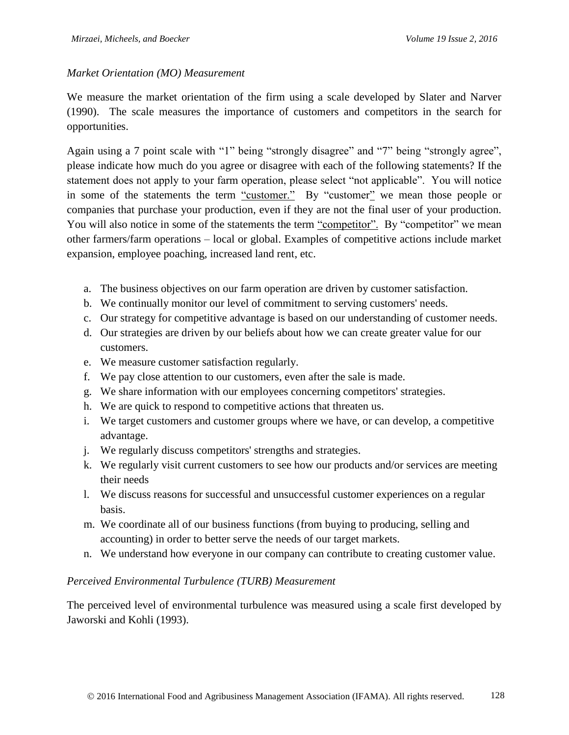*Market Orientation (MO) Measurement*

We measure the market orientation of the firm using a scale developed by Slater and Narver (1990). The scale measures the importance of customers and competitors in the search for opportunities.

Again using a 7 point scale with "1" being "strongly disagree" and "7" being "strongly agree", please indicate how much do you agree or disagree with each of the following statements? If the statement does not apply to your farm operation, please select "not applicable". You will notice in some of the statements the term "customer." By "customer" we mean those people or companies that purchase your production, even if they are not the final user of your production. You will also notice in some of the statements the term "competitor". By "competitor" we mean other farmers/farm operations – local or global. Examples of competitive actions include market expansion, employee poaching, increased land rent, etc.

a. The business objectives on our farm operation are driven by customer satisfaction.
b. We continually monitor our level of commitment to serving customers' needs.
c. Our strategy for competitive advantage is based on our understanding of customer needs.
d. Our strategies are driven by our beliefs about how we can create greater value for our customers.
e. We measure customer satisfaction regularly.
f. We pay close attention to our customers, even after the sale is made.
g. We share information with our employees concerning competitors' strategies.
h. We are quick to respond to competitive actions that threaten us.
i. We target customers and customer groups where we have, or can develop, a competitive advantage.
j. We regularly discuss competitors' strengths and strategies.
k. We regularly visit current customers to see how our products and/or services are meeting their needs
l. We discuss reasons for successful and unsuccessful customer experiences on a regular basis.
m. We coordinate all of our business functions (from buying to producing, selling and accounting) in order to better serve the needs of our target markets.
n. We understand how everyone in our company can contribute to creating customer value.

*Perceived Environmental Turbulence (TURB) Measurement*

The perceived level of environmental turbulence was measured using a scale first developed by Jaworski and Kohli (1993).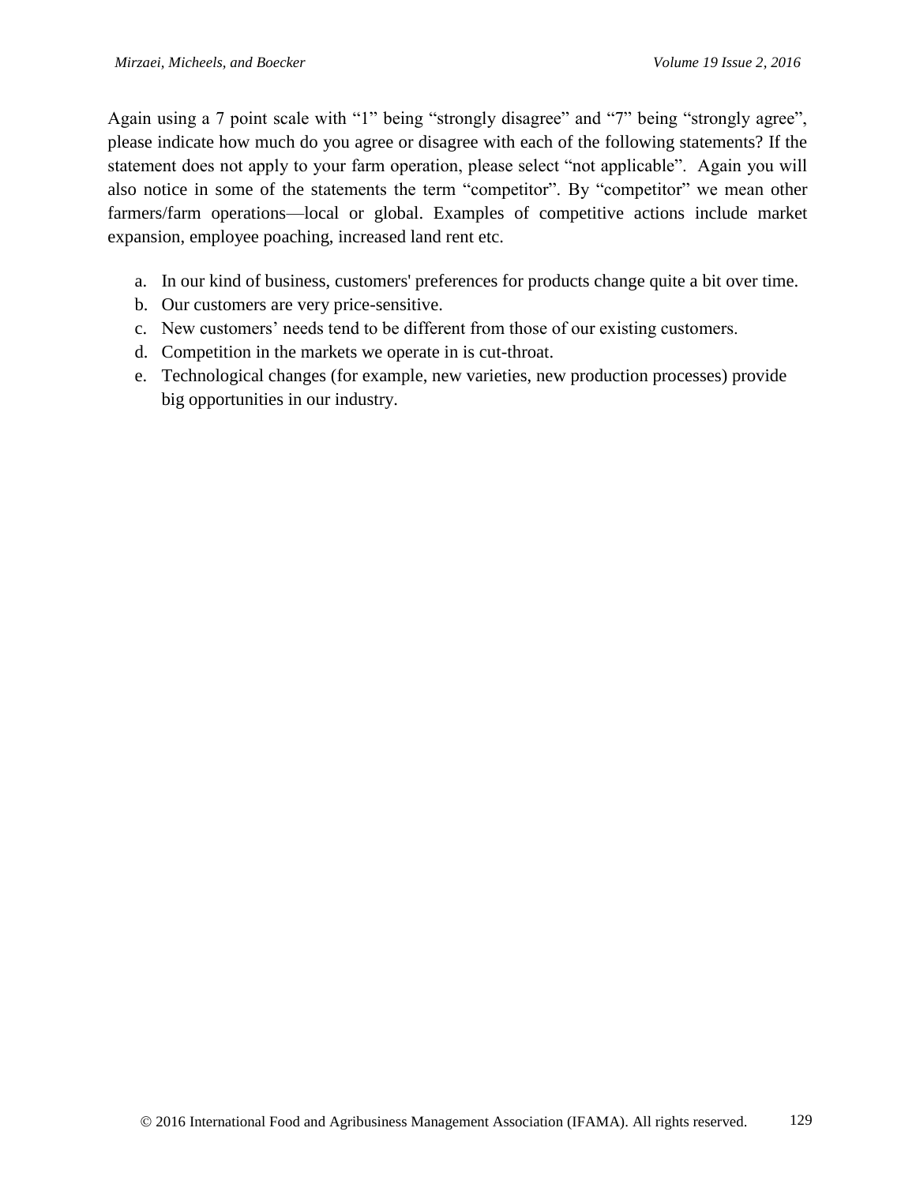Again using a 7 point scale with “1” being “strongly disagree” and “7” being “strongly agree”, please indicate how much do you agree or disagree with each of the following statements? If the statement does not apply to your farm operation, please select “not applicable”. Again you will also notice in some of the statements the term “competitor”. By “competitor” we mean other farmers/farm operations—local or global. Examples of competitive actions include market expansion, employee poaching, increased land rent etc.

a. In our kind of business, customers' preferences for products change quite a bit over time.
b. Our customers are very price-sensitive.
c. New customers’ needs tend to be different from those of our existing customers.
d. Competition in the markets we operate in is cut-throat.
e. Technological changes (for example, new varieties, new production processes) provide big opportunities in our industry.